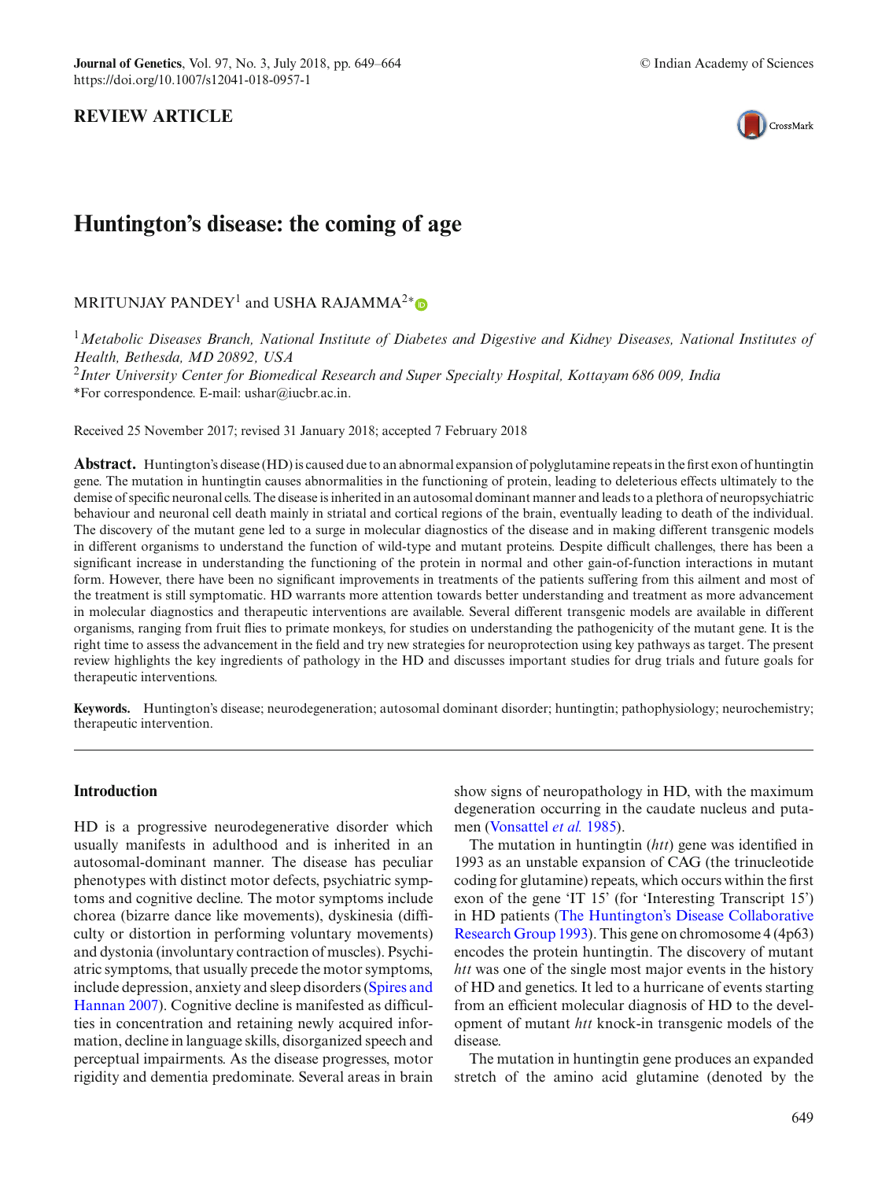**REVIEW ARTICLE**

# Huntington's disease: the coming of age

MRITUNJAY PANDEY[1] and USHA RAJAMMA[2*]

[1] *Metabolic Diseases Branch, National Institute of Diabetes and Digestive and Kidney Diseases, National Institutes of Health, Bethesda, MD 20892, USA*

[2] *Inter University Center for Biomedical Research and Super Specialty Hospital, Kottayam 686 009, India*

*For correspondence. E-mail: ushar@iucbr.ac.in.

Received 25 November 2017; revised 31 January 2018; accepted 7 February 2018

**Abstract.** Huntington's disease (HD) is caused due to an abnormal expansion of polyglutamine repeats in the first exon of huntingtin gene. The mutation in huntingtin causes abnormalities in the functioning of protein, leading to deleterious effects ultimately to the demise of specific neuronal cells. The disease is inherited in an autosomal dominant manner and leads to a plethora of neuropsychiatric behaviour and neuronal cell death mainly in striatal and cortical regions of the brain, eventually leading to death of the individual. The discovery of the mutant gene led to a surge in molecular diagnostics of the disease and in making different transgenic models in different organisms to understand the function of wild-type and mutant proteins. Despite difficult challenges, there has been a significant increase in understanding the functioning of the protein in normal and other gain-of-function interactions in mutant form. However, there have been no significant improvements in treatments of the patients suffering from this ailment and most of the treatment is still symptomatic. HD warrants more attention towards better understanding and treatment as more advancement in molecular diagnostics and therapeutic interventions are available. Several different transgenic models are available in different organisms, ranging from fruit flies to primate monkeys, for studies on understanding the pathogenicity of the mutant gene. It is the right time to assess the advancement in the field and try new strategies for neuroprotection using key pathways as target. The present review highlights the key ingredients of pathology in the HD and discusses important studies for drug trials and future goals for therapeutic interventions.

**Keywords.** Huntington's disease; neurodegeneration; autosomal dominant disorder; huntingtin; pathophysiology; neurochemistry; therapeutic intervention.

## Introduction

HD is a progressive neurodegenerative disorder which usually manifests in adulthood and is inherited in an autosomal-dominant manner. The disease has peculiar phenotypes with distinct motor defects, psychiatric symptoms and cognitive decline. The motor symptoms include chorea (bizarre dance like movements), dyskinesia (difficulty or distortion in performing voluntary movements) and dystonia (involuntary contraction of muscles). Psychiatric symptoms, that usually precede the motor symptoms, include depression, anxiety and sleep disorders (Spires and Hannan 2007). Cognitive decline is manifested as difficulties in concentration and retaining newly acquired information, decline in language skills, disorganized speech and perceptual impairments. As the disease progresses, motor rigidity and dementia predominate. Several areas in brain show signs of neuropathology in HD, with the maximum degeneration occurring in the caudate nucleus and putamen (Vonsattel *et al.* 1985).

The mutation in huntingtin (*htt*) gene was identified in 1993 as an unstable expansion of CAG (the trinucleotide coding for glutamine) repeats, which occurs within the first exon of the gene 'IT 15' (for 'Interesting Transcript 15') in HD patients (The Huntington's Disease Collaborative Research Group 1993). This gene on chromosome 4 (4p63) encodes the protein huntingtin. The discovery of mutant *htt* was one of the single most major events in the history of HD and genetics. It led to a hurricane of events starting from an efficient molecular diagnosis of HD to the development of mutant *htt* knock-in transgenic models of the disease.

The mutation in huntingtin gene produces an expanded stretch of the amino acid glutamine (denoted by the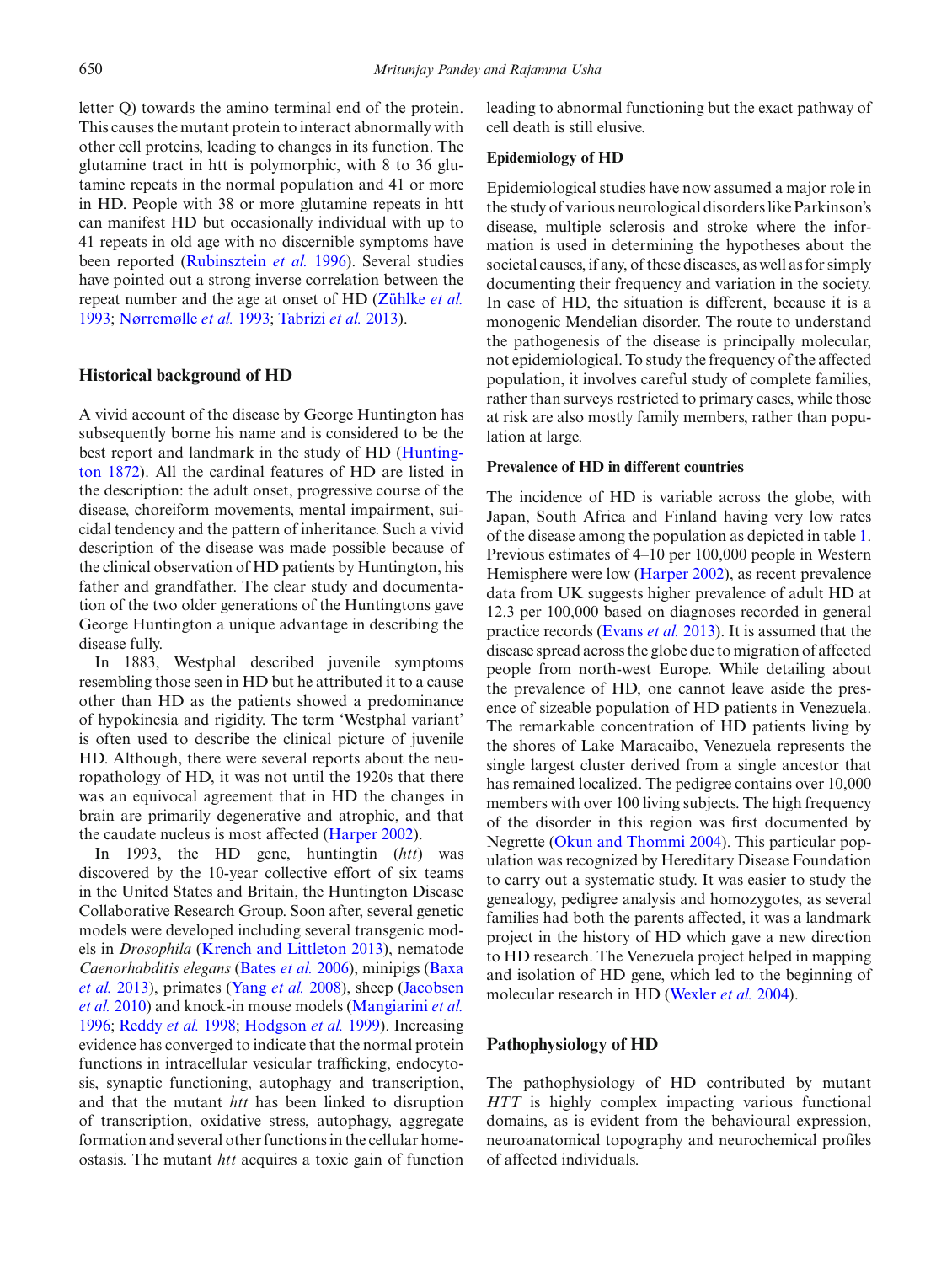letter Q) towards the amino terminal end of the protein. This causes the mutant protein to interact abnormally with other cell proteins, leading to changes in its function. The glutamine tract in htt is polymorphic, with 8 to 36 glutamine repeats in the normal population and 41 or more in HD. People with 38 or more glutamine repeats in htt can manifest HD but occasionally individual with up to 41 repeats in old age with no discernible symptoms have been reported (Rubinsztein *et al.* 1996). Several studies have pointed out a strong inverse correlation between the repeat number and the age at onset of HD (Zühlke *et al.* 1993; Nørremølle *et al.* 1993; Tabrizi *et al.* 2013).

## Historical background of HD

A vivid account of the disease by George Huntington has subsequently borne his name and is considered to be the best report and landmark in the study of HD (Huntington 1872). All the cardinal features of HD are listed in the description: the adult onset, progressive course of the disease, choreiform movements, mental impairment, suicidal tendency and the pattern of inheritance. Such a vivid description of the disease was made possible because of the clinical observation of HD patients by Huntington, his father and grandfather. The clear study and documentation of the two older generations of the Huntingtons gave George Huntington a unique advantage in describing the disease fully.

In 1883, Westphal described juvenile symptoms resembling those seen in HD but he attributed it to a cause other than HD as the patients showed a predominance of hypokinesia and rigidity. The term 'Westphal variant' is often used to describe the clinical picture of juvenile HD. Although, there were several reports about the neuropathology of HD, it was not until the 1920s that there was an equivocal agreement that in HD the changes in brain are primarily degenerative and atrophic, and that the caudate nucleus is most affected (Harper 2002).

In 1993, the HD gene, huntingtin (*htt*) was discovered by the 10-year collective effort of six teams in the United States and Britain, the Huntington Disease Collaborative Research Group. Soon after, several genetic models were developed including several transgenic models in *Drosophila* (Krench and Littleton 2013), nematode *Caenorhabditis elegans* (Bates *et al.* 2006), minipigs (Baxa *et al.* 2013), primates (Yang *et al.* 2008), sheep (Jacobsen *et al.* 2010) and knock-in mouse models (Mangiarini *et al.* 1996; Reddy *et al.* 1998; Hodgson *et al.* 1999). Increasing evidence has converged to indicate that the normal protein functions in intracellular vesicular trafficking, endocytosis, synaptic functioning, autophagy and transcription, and that the mutant *htt* has been linked to disruption of transcription, oxidative stress, autophagy, aggregate formation and several other functions in the cellular homeostasis. The mutant *htt* acquires a toxic gain of function leading to abnormal functioning but the exact pathway of cell death is still elusive.

### Epidemiology of HD

Epidemiological studies have now assumed a major role in the study of various neurological disorders like Parkinson's disease, multiple sclerosis and stroke where the information is used in determining the hypotheses about the societal causes, if any, of these diseases, as well as for simply documenting their frequency and variation in the society. In case of HD, the situation is different, because it is a monogenic Mendelian disorder. The route to understand the pathogenesis of the disease is principally molecular, not epidemiological. To study the frequency of the affected population, it involves careful study of complete families, rather than surveys restricted to primary cases, while those at risk are also mostly family members, rather than population at large.

### Prevalence of HD in different countries

The incidence of HD is variable across the globe, with Japan, South Africa and Finland having very low rates of the disease among the population as depicted in table 1. Previous estimates of 4–10 per 100,000 people in Western Hemisphere were low (Harper 2002), as recent prevalence data from UK suggests higher prevalence of adult HD at 12.3 per 100,000 based on diagnoses recorded in general practice records (Evans *et al.* 2013). It is assumed that the disease spread across the globe due to migration of affected people from north-west Europe. While detailing about the prevalence of HD, one cannot leave aside the presence of sizeable population of HD patients in Venezuela. The remarkable concentration of HD patients living by the shores of Lake Maracaibo, Venezuela represents the single largest cluster derived from a single ancestor that has remained localized. The pedigree contains over 10,000 members with over 100 living subjects. The high frequency of the disorder in this region was first documented by Negrette (Okun and Thommi 2004). This particular population was recognized by Hereditary Disease Foundation to carry out a systematic study. It was easier to study the genealogy, pedigree analysis and homozygotes, as several families had both the parents affected, it was a landmark project in the history of HD which gave a new direction to HD research. The Venezuela project helped in mapping and isolation of HD gene, which led to the beginning of molecular research in HD (Wexler *et al.* 2004).

## Pathophysiology of HD

The pathophysiology of HD contributed by mutant *HTT* is highly complex impacting various functional domains, as is evident from the behavioural expression, neuroanatomical topography and neurochemical profiles of affected individuals.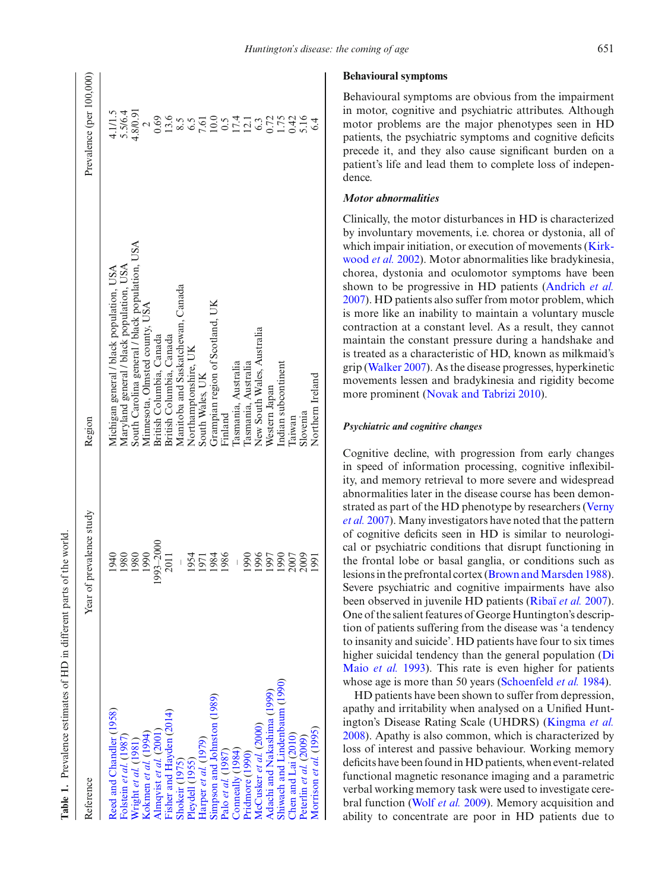**Table 1.** Prevalence estimates of HD in different parts of the world.

| Reference | Year of prevalence study | Region | Prevalence (per 100,000) |
|---|---|---|---|
| Reed and Chandler (1958) | 1940 | Michigan general / black population, USA | 4.1/1.5 |
| Folstein *et al.* (1987) | 1980 | Maryland general / black population, USA | 5.5/6.4 |
| Wright *et al.* (1981) | 1980 | South Carolina general / black population, USA | 4.8/0.91 |
| Kokmen *et al.* (1994) | 1990 | Minnesota, Olmsted county, USA | 2 |
| Almqvist *et al.* (2001) | 1993–2000 | British Columbia, Canada | 0.69 |
| Fisher and Hayden (2014) | 2011 | British Columbia, Canada | 13.6 |
| Shokeir (1975) | – | Manitoba and Saskatchewan, Canada | 8.5 |
| Pleydell (1955) | 1954 | Northamptonshire, UK | 6.5 |
| Harper *et al.* (1979) | 1971 | South Wales, UK | 7.61 |
| Simpson and Johnston (1989) | 1984 | Grampian region of Scotland, UK | 10.0 |
| Palo *et al.* (1987) | 1986 | Finland | 0.5 |
| Conneally (1984) | – | Tasmania, Australia | 17.4 |
| Pridmore (1990) | 1990 | Tasmania, Australia | 12.1 |
| McCusker *et al.* (2000) | 1996 | New South Wales, Australia | 6.3 |
| Adachi and Nakashima (1999) | 1997 | Western Japan | 0.72 |
| Shiwach and Lindenbaum (1990) | 1990 | Indian subcontinent | 1.75 |
| Chen and Lai (2010) | 2007 | Taiwan | 0.42 |
| Peterlin *et al.* (2009) | 2009 | Slovenia | 5.16 |
| Morrison *et al.* (1995) | 1991 | Northern Ireland | 6.4 |

## Behavioural symptoms

Behavioural symptoms are obvious from the impairment in motor, cognitive and psychiatric attributes. Although motor problems are the major phenotypes seen in HD patients, the psychiatric symptoms and cognitive deficits precede it, and they also cause significant burden on a patient's life and lead them to complete loss of independence.

### *Motor abnormalities*

Clinically, the motor disturbances in HD is characterized by involuntary movements, i.e. chorea or dystonia, all of which impair initiation, or execution of movements (Kirkwood *et al.* 2002). Motor abnormalities like bradykinesia, chorea, dystonia and oculomotor symptoms have been shown to be progressive in HD patients (Andrich *et al.* 2007). HD patients also suffer from motor problem, which is more like an inability to maintain a voluntary muscle contraction at a constant level. As a result, they cannot maintain the constant pressure during a handshake and is treated as a characteristic of HD, known as milkmaid's grip (Walker 2007). As the disease progresses, hyperkinetic movements lessen and bradykinesia and rigidity become more prominent (Novak and Tabrizi 2010).

#### *Psychiatric and cognitive changes*

Cognitive decline, with progression from early changes in speed of information processing, cognitive inflexibility, and memory retrieval to more severe and widespread abnormalities later in the disease course has been demonstrated as part of the HD phenotype by researchers (Verny *et al.* 2007). Many investigators have noted that the pattern of cognitive deficits seen in HD is similar to neurological or psychiatric conditions that disrupt functioning in the frontal lobe or basal ganglia, or conditions such as lesions in the prefrontal cortex (Brown and Marsden 1988). Severe psychiatric and cognitive impairments have also been observed in juvenile HD patients (Ribaï *et al.* 2007). One of the salient features of George Huntington's description of patients suffering from the disease was 'a tendency to insanity and suicide'. HD patients have four to six times higher suicidal tendency than the general population (Di Maio *et al.* 1993). This rate is even higher for patients whose age is more than 50 years (Schoenfeld *et al.* 1984).

HD patients have been shown to suffer from depression, apathy and irritability when analysed on a Unified Huntington's Disease Rating Scale (UHDRS) (Kingma *et al.* 2008). Apathy is also common, which is characterized by loss of interest and passive behaviour. Working memory deficits have been found in HD patients, when event-related functional magnetic resonance imaging and a parametric verbal working memory task were used to investigate cerebral function (Wolf *et al.* 2009). Memory acquisition and ability to concentrate are poor in HD patients due to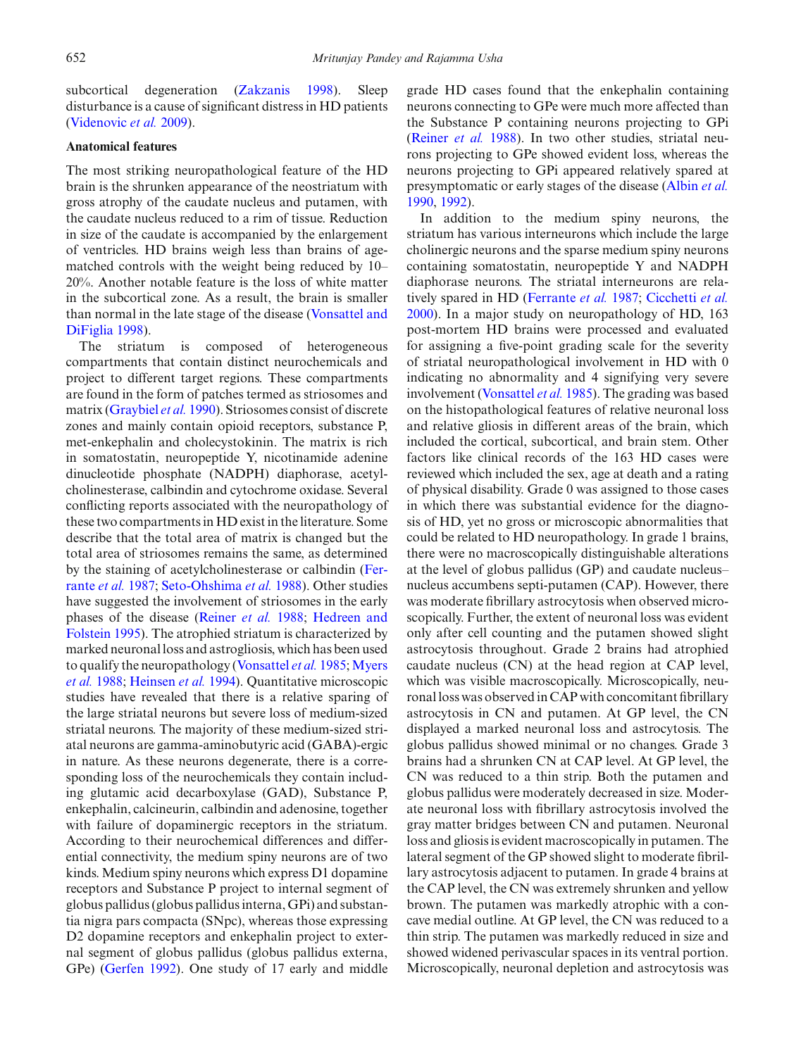subcortical degeneration (Zakzanis 1998). Sleep disturbance is a cause of significant distress in HD patients (Videnovic *et al.* 2009).

**Anatomical features**

The most striking neuropathological feature of the HD brain is the shrunken appearance of the neostriatum with gross atrophy of the caudate nucleus and putamen, with the caudate nucleus reduced to a rim of tissue. Reduction in size of the caudate is accompanied by the enlargement of ventricles. HD brains weigh less than brains of age-matched controls with the weight being reduced by 10–20%. Another notable feature is the loss of white matter in the subcortical zone. As a result, the brain is smaller than normal in the late stage of the disease (Vonsattel and DiFiglia 1998).

The striatum is composed of heterogeneous compartments that contain distinct neurochemicals and project to different target regions. These compartments are found in the form of patches termed as striosomes and matrix (Graybiel *et al.* 1990). Striosomes consist of discrete zones and mainly contain opioid receptors, substance P, met-enkephalin and cholecystokinin. The matrix is rich in somatostatin, neuropeptide Y, nicotinamide adenine dinucleotide phosphate (NADPH) diaphorase, acetylcholinesterase, calbindin and cytochrome oxidase. Several conflicting reports associated with the neuropathology of these two compartments in HD exist in the literature. Some describe that the total area of matrix is changed but the total area of striosomes remains the same, as determined by the staining of acetylcholinesterase or calbindin (Ferrante *et al.* 1987; Seto-Ohshima *et al.* 1988). Other studies have suggested the involvement of striosomes in the early phases of the disease (Reiner *et al.* 1988; Hedreen and Folstein 1995). The atrophied striatum is characterized by marked neuronal loss and astrogliosis, which has been used to qualify the neuropathology (Vonsattel *et al.* 1985; Myers *et al.* 1988; Heinsen *et al.* 1994). Quantitative microscopic studies have revealed that there is a relative sparing of the large striatal neurons but severe loss of medium-sized striatal neurons. The majority of these medium-sized striatal neurons are gamma-aminobutyric acid (GABA)-ergic in nature. As these neurons degenerate, there is a corresponding loss of the neurochemicals they contain including glutamic acid decarboxylase (GAD), Substance P, enkephalin, calcineurin, calbindin and adenosine, together with failure of dopaminergic receptors in the striatum. According to their neurochemical differences and differential connectivity, the medium spiny neurons are of two kinds. Medium spiny neurons which express D1 dopamine receptors and Substance P project to internal segment of globus pallidus (globus pallidus interna, GPi) and substantia nigra pars compacta (SNpc), whereas those expressing D2 dopamine receptors and enkephalin project to external segment of globus pallidus (globus pallidus externa, GPe) (Gerfen 1992). One study of 17 early and middle grade HD cases found that the enkephalin containing neurons connecting to GPe were much more affected than the Substance P containing neurons projecting to GPi (Reiner *et al.* 1988). In two other studies, striatal neurons projecting to GPe showed evident loss, whereas the neurons projecting to GPi appeared relatively spared at presymptomatic or early stages of the disease (Albin *et al.* 1990, 1992).

In addition to the medium spiny neurons, the striatum has various interneurons which include the large cholinergic neurons and the sparse medium spiny neurons containing somatostatin, neuropeptide Y and NADPH diaphorase neurons. The striatal interneurons are relatively spared in HD (Ferrante *et al.* 1987; Cicchetti *et al.* 2000). In a major study on neuropathology of HD, 163 post-mortem HD brains were processed and evaluated for assigning a five-point grading scale for the severity of striatal neuropathological involvement in HD with 0 indicating no abnormality and 4 signifying very severe involvement (Vonsattel *et al.* 1985). The grading was based on the histopathological features of relative neuronal loss and relative gliosis in different areas of the brain, which included the cortical, subcortical, and brain stem. Other factors like clinical records of the 163 HD cases were reviewed which included the sex, age at death and a rating of physical disability. Grade 0 was assigned to those cases in which there was substantial evidence for the diagnosis of HD, yet no gross or microscopic abnormalities that could be related to HD neuropathology. In grade 1 brains, there were no macroscopically distinguishable alterations at the level of globus pallidus (GP) and caudate nucleus–nucleus accumbens septi-putamen (CAP). However, there was moderate fibrillary astrocytosis when observed microscopically. Further, the extent of neuronal loss was evident only after cell counting and the putamen showed slight astrocytosis throughout. Grade 2 brains had atrophied caudate nucleus (CN) at the head region at CAP level, which was visible macroscopically. Microscopically, neuronal loss was observed in CAP with concomitant fibrillary astrocytosis in CN and putamen. At GP level, the CN displayed a marked neuronal loss and astrocytosis. The globus pallidus showed minimal or no changes. Grade 3 brains had a shrunken CN at CAP level. At GP level, the CN was reduced to a thin strip. Both the putamen and globus pallidus were moderately decreased in size. Moderate neuronal loss with fibrillary astrocytosis involved the gray matter bridges between CN and putamen. Neuronal loss and gliosis is evident macroscopically in putamen. The lateral segment of the GP showed slight to moderate fibrillary astrocytosis adjacent to putamen. In grade 4 brains at the CAP level, the CN was extremely shrunken and yellow brown. The putamen was markedly atrophic with a concave medial outline. At GP level, the CN was reduced to a thin strip. The putamen was markedly reduced in size and showed widened perivascular spaces in its ventral portion. Microscopically, neuronal depletion and astrocytosis was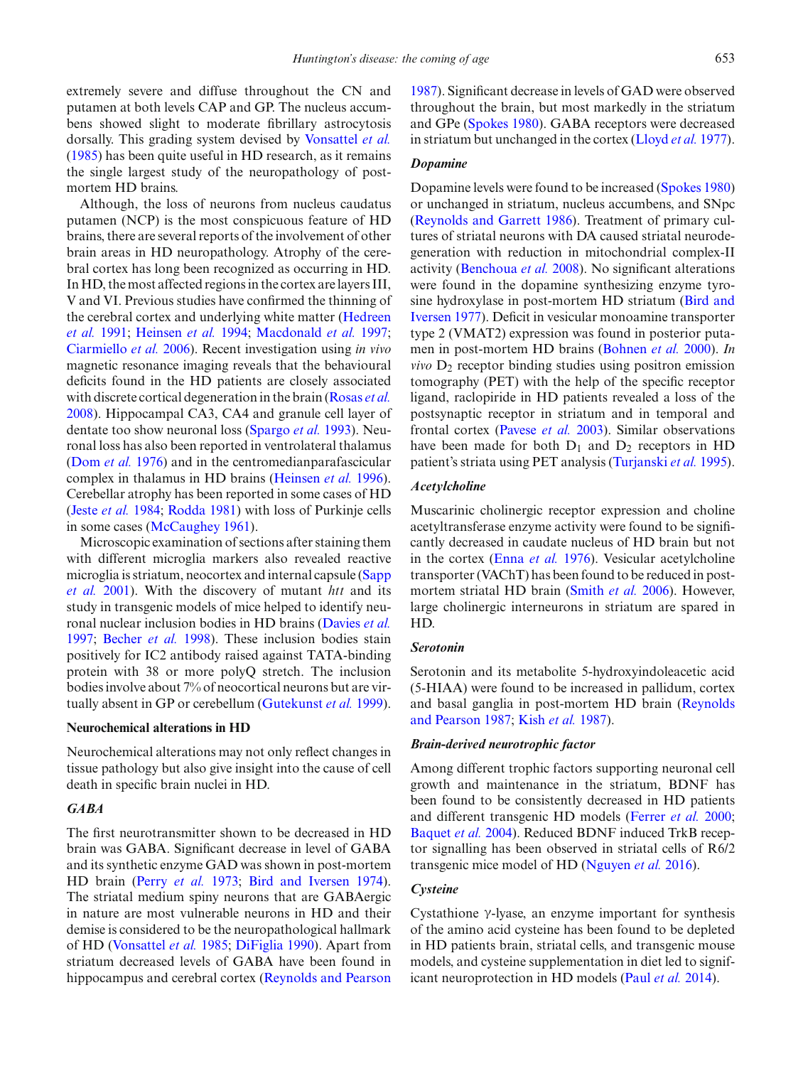extremely severe and diffuse throughout the CN and putamen at both levels CAP and GP. The nucleus accumbens showed slight to moderate fibrillary astrocytosis dorsally. This grading system devised by Vonsattel *et al.* (1985) has been quite useful in HD research, as it remains the single largest study of the neuropathology of post-mortem HD brains.

Although, the loss of neurons from nucleus caudatus putamen (NCP) is the most conspicuous feature of HD brains, there are several reports of the involvement of other brain areas in HD neuropathology. Atrophy of the cerebral cortex has long been recognized as occurring in HD. In HD, the most affected regions in the cortex are layers III, V and VI. Previous studies have confirmed the thinning of the cerebral cortex and underlying white matter (Hedreen *et al.* 1991; Heinsen *et al.* 1994; Macdonald *et al.* 1997; Ciarmiello *et al.* 2006). Recent investigation using *in vivo* magnetic resonance imaging reveals that the behavioural deficits found in the HD patients are closely associated with discrete cortical degeneration in the brain (Rosas *et al.* 2008). Hippocampal CA3, CA4 and granule cell layer of dentate too show neuronal loss (Spargo *et al.* 1993). Neuronal loss has also been reported in ventrolateral thalamus (Dom *et al.* 1976) and in the centromedianparafascicular complex in thalamus in HD brains (Heinsen *et al.* 1996). Cerebellar atrophy has been reported in some cases of HD (Jeste *et al.* 1984; Rodda 1981) with loss of Purkinje cells in some cases (McCaughey 1961).

Microscopic examination of sections after staining them with different microglia markers also revealed reactive microglia is striatum, neocortex and internal capsule (Sapp *et al.* 2001). With the discovery of mutant *htt* and its study in transgenic models of mice helped to identify neuronal nuclear inclusion bodies in HD brains (Davies *et al.* 1997; Becher *et al.* 1998). These inclusion bodies stain positively for IC2 antibody raised against TATA-binding protein with 38 or more polyQ stretch. The inclusion bodies involve about 7% of neocortical neurons but are virtually absent in GP or cerebellum (Gutekunst *et al.* 1999).

### Neurochemical alterations in HD

Neurochemical alterations may not only reflect changes in tissue pathology but also give insight into the cause of cell death in specific brain nuclei in HD.

#### *GABA*

The first neurotransmitter shown to be decreased in HD brain was GABA. Significant decrease in level of GABA and its synthetic enzyme GAD was shown in post-mortem HD brain (Perry *et al.* 1973; Bird and Iversen 1974). The striatal medium spiny neurons that are GABAergic in nature are most vulnerable neurons in HD and their demise is considered to be the neuropathological hallmark of HD (Vonsattel *et al.* 1985; DiFiglia 1990). Apart from striatum decreased levels of GABA have been found in hippocampus and cerebral cortex (Reynolds and Pearson 1987). Significant decrease in levels of GAD were observed throughout the brain, but most markedly in the striatum and GPe (Spokes 1980). GABA receptors were decreased in striatum but unchanged in the cortex (Lloyd *et al.* 1977).

#### *Dopamine*

Dopamine levels were found to be increased (Spokes 1980) or unchanged in striatum, nucleus accumbens, and SNpc (Reynolds and Garrett 1986). Treatment of primary cultures of striatal neurons with DA caused striatal neurodegeneration with reduction in mitochondrial complex-II activity (Benchoua *et al.* 2008). No significant alterations were found in the dopamine synthesizing enzyme tyrosine hydroxylase in post-mortem HD striatum (Bird and Iversen 1977). Deficit in vesicular monoamine transporter type 2 (VMAT2) expression was found in posterior putamen in post-mortem HD brains (Bohnen *et al.* 2000). *In vivo* $D_2$ receptor binding studies using positron emission tomography (PET) with the help of the specific receptor ligand, raclopiride in HD patients revealed a loss of the postsynaptic receptor in striatum and in temporal and frontal cortex (Pavese *et al.* 2003). Similar observations have been made for both $D_1$ and $D_2$ receptors in HD patient's striata using PET analysis (Turjanski *et al.* 1995).

#### *Acetylcholine*

Muscarinic cholinergic receptor expression and choline acetyltransferase enzyme activity were found to be significantly decreased in caudate nucleus of HD brain but not in the cortex (Enna *et al.* 1976). Vesicular acetylcholine transporter (VAChT) has been found to be reduced in post-mortem striatal HD brain (Smith *et al.* 2006). However, large cholinergic interneurons in striatum are spared in HD.

#### *Serotonin*

Serotonin and its metabolite 5-hydroxyindoleacetic acid (5-HIAA) were found to be increased in pallidum, cortex and basal ganglia in post-mortem HD brain (Reynolds and Pearson 1987; Kish *et al.* 1987).

#### *Brain-derived neurotrophic factor*

Among different trophic factors supporting neuronal cell growth and maintenance in the striatum, BDNF has been found to be consistently decreased in HD patients and different transgenic HD models (Ferrer *et al.* 2000; Baquet *et al.* 2004). Reduced BDNF induced TrkB receptor signalling has been observed in striatal cells of R6/2 transgenic mice model of HD (Nguyen *et al.* 2016).

#### *Cysteine*

Cystathione γ-lyase, an enzyme important for synthesis of the amino acid cysteine has been found to be depleted in HD patients brain, striatal cells, and transgenic mouse models, and cysteine supplementation in diet led to significant neuroprotection in HD models (Paul *et al.* 2014).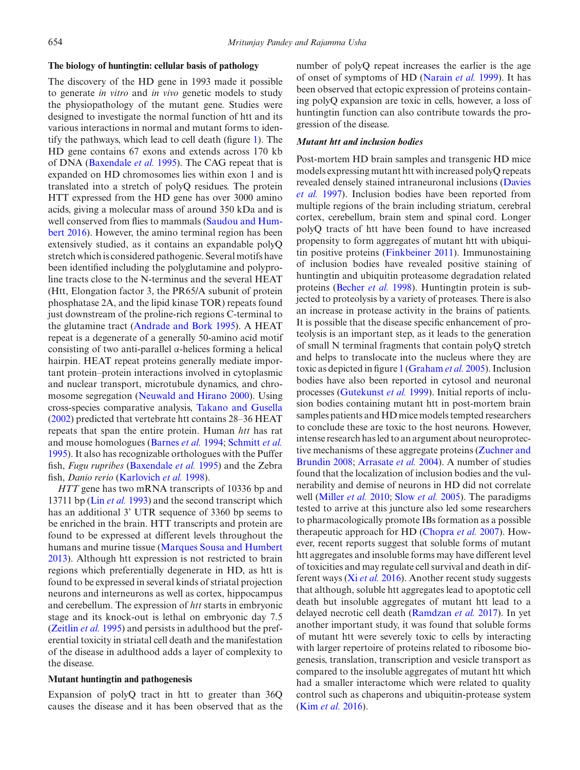### The biology of huntingtin: cellular basis of pathology

The discovery of the HD gene in 1993 made it possible to generate *in vitro* and *in vivo* genetic models to study the physiopathology of the mutant gene. Studies were designed to investigate the normal function of htt and its various interactions in normal and mutant forms to identify the pathways, which lead to cell death (figure 1). The HD gene contains 67 exons and extends across 170 kb of DNA (Baxendale *et al.* 1995). The CAG repeat that is expanded on HD chromosomes lies within exon 1 and is translated into a stretch of polyQ residues. The protein HTT expressed from the HD gene has over 3000 amino acids, giving a molecular mass of around 350 kDa and is well conserved from flies to mammals (Saudou and Humbert 2016). However, the amino terminal region has been extensively studied, as it contains an expandable polyQ stretch which is considered pathogenic. Several motifs have been identified including the polyglutamine and polyproline tracts close to the N-terminus and the several HEAT (Htt, Elongation factor 3, the PR65/A subunit of protein phosphatase 2A, and the lipid kinase TOR) repeats found just downstream of the proline-rich regions C-terminal to the glutamine tract (Andrade and Bork 1995). A HEAT repeat is a degenerate of a generally 50-amino acid motif consisting of two anti-parallel α-helices forming a helical hairpin. HEAT repeat proteins generally mediate important protein–protein interactions involved in cytoplasmic and nuclear transport, microtubule dynamics, and chromosome segregation (Neuwald and Hirano 2000). Using cross-species comparative analysis, Takano and Gusella (2002) predicted that vertebrate htt contains 28–36 HEAT repeats that span the entire protein. Human *htt* has rat and mouse homologues (Barnes *et al.* 1994; Schmitt *et al.* 1995). It also has recognizable orthologues with the Puffer fish, *Fugu ruprides* (Baxendale *et al.* 1995) and the Zebra fish, *Danio rerio* (Karlovich *et al.* 1998).

*HTT* gene has two mRNA transcripts of 10336 bp and 13711 bp (Lin *et al.* 1993) and the second transcript which has an additional 3' UTR sequence of 3360 bp seems to be enriched in the brain. HTT transcripts and protein are found to be expressed at different levels throughout the humans and murine tissue (Marques Sousa and Humbert 2013). Although htt expression is not restricted to brain regions which preferentially degenerate in HD, as htt is found to be expressed in several kinds of striatal projection neurons and interneurons as well as cortex, hippocampus and cerebellum. The expression of *htt* starts in embryonic stage and its knock-out is lethal on embryonic day 7.5 (Zeitlin *et al.* 1995) and persists in adulthood but the preferential toxicity in striatal cell death and the manifestation of the disease in adulthood adds a layer of complexity to the disease.

### Mutant huntingtin and pathogenesis

Expansion of polyQ tract in htt to greater than 36Q causes the disease and it has been observed that as the number of polyQ repeat increases the earlier is the age of onset of symptoms of HD (Narain *et al.* 1999). It has been observed that ectopic expression of proteins containing polyQ expansion are toxic in cells, however, a loss of huntingtin function can also contribute towards the progression of the disease.

#### *Mutant htt and inclusion bodies*

Post-mortem HD brain samples and transgenic HD mice models expressing mutant htt with increased polyQ repeats revealed densely stained intraneuronal inclusions (Davies *et al.* 1997). Inclusion bodies have been reported from multiple regions of the brain including striatum, cerebral cortex, cerebellum, brain stem and spinal cord. Longer polyQ tracts of htt have been found to have increased propensity to form aggregates of mutant htt with ubiquitin positive proteins (Finkbeiner 2011). Immunostaining of inclusion bodies have revealed positive staining of huntingtin and ubiquitin proteasome degradation related proteins (Becher *et al.* 1998). Huntingtin protein is subjected to proteolysis by a variety of proteases. There is also an increase in protease activity in the brains of patients. It is possible that the disease specific enhancement of proteolysis is an important step, as it leads to the generation of small N terminal fragments that contain polyQ stretch and helps to translocate into the nucleus where they are toxic as depicted in figure 1 (Graham *et al.* 2005). Inclusion bodies have also been reported in cytosol and neuronal processes (Gutekunst *et al.* 1999). Initial reports of inclusion bodies containing mutant htt in post-mortem brain samples patients and HD mice models tempted researchers to conclude these are toxic to the host neurons. However, intense research has led to an argument about neuroprotective mechanisms of these aggregate proteins (Zuchner and Brundin 2008; Arrasate *et al.* 2004). A number of studies found that the localization of inclusion bodies and the vulnerability and demise of neurons in HD did not correlate well (Miller *et al.* 2010; Slow *et al.* 2005). The paradigms tested to arrive at this juncture also led some researchers to pharmacologically promote IBs formation as a possible therapeutic approach for HD (Chopra *et al.* 2007). However, recent reports suggest that soluble forms of mutant htt aggregates and insoluble forms may have different level of toxicities and may regulate cell survival and death in different ways (Xi *et al.* 2016). Another recent study suggests that although, soluble htt aggregates lead to apoptotic cell death but insoluble aggregates of mutant htt lead to a delayed necrotic cell death (Ramdzan *et al.* 2017). In yet another important study, it was found that soluble forms of mutant htt were severely toxic to cells by interacting with larger repertoire of proteins related to ribosome biogenesis, translation, transcription and vesicle transport as compared to the insoluble aggregates of mutant htt which had a smaller interactome which were related to quality control such as chaperons and ubiquitin-protease system (Kim *et al.* 2016).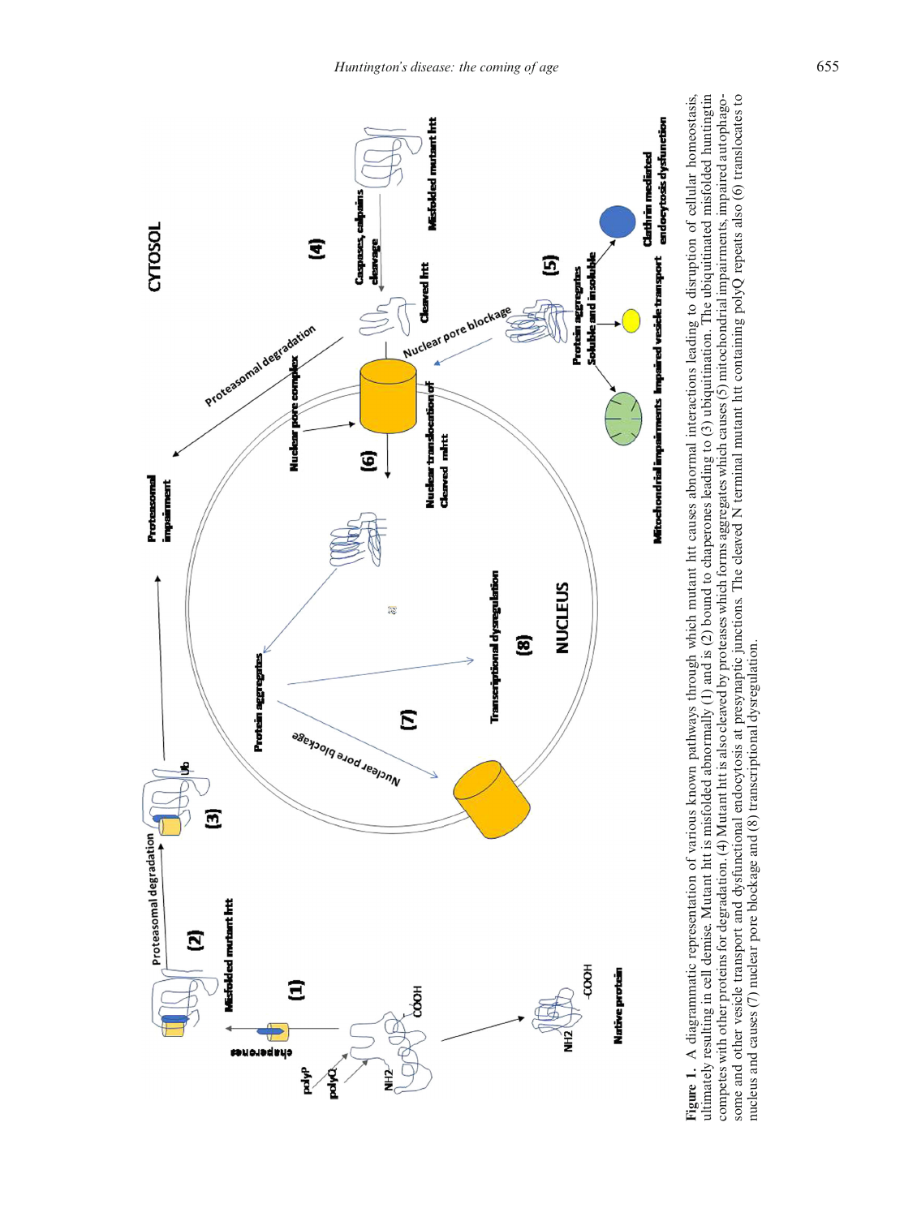**Figure 1.** A diagrammatic representation of various known pathways through which mutant htt causes abnormal interactions leading to disruption of cellular homeostasis, ultimately resulting in cell demise. Mutant htt is misfolded abnormally (1) and is (2) bound to chaperones leading to (3) ubiquitination. The ubiquitinated misfolded huntingtin competes with other proteins for degradation. (4) Mutant htt is also cleaved by proteases which forms aggregates which causes (5) mitochondrial impairments, impaired autophagosome and other vesicle transport and dysfunctional endocytosis at presynaptic junctions. The cleaved N terminal mutant htt containing polyQ repeats also (6) translocates to nucleus and causes (7) nuclear pore blockage and (8) transcriptional dysregulation.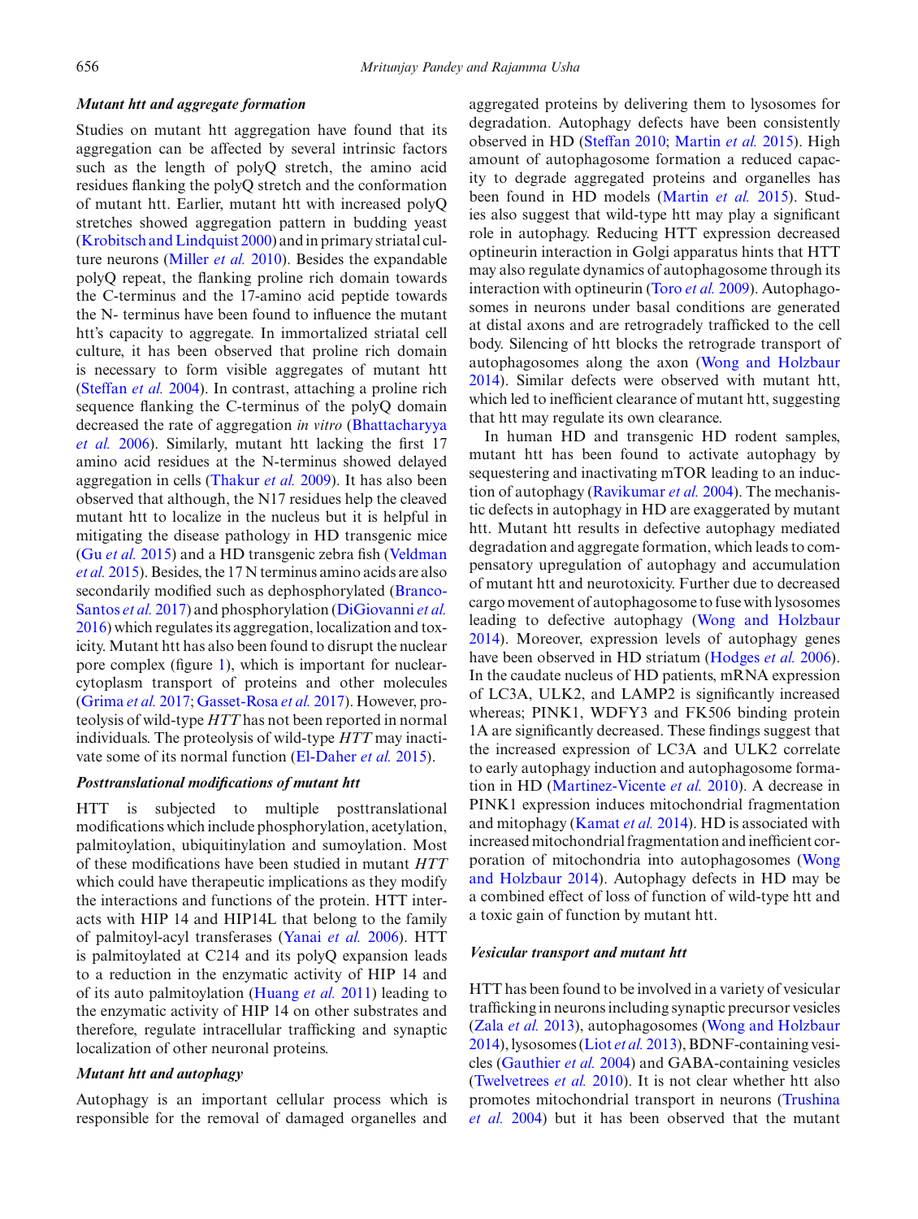### *Mutant htt and aggregate formation*

Studies on mutant htt aggregation have found that its aggregation can be affected by several intrinsic factors such as the length of polyQ stretch, the amino acid residues flanking the polyQ stretch and the conformation of mutant htt. Earlier, mutant htt with increased polyQ stretches showed aggregation pattern in budding yeast (Krobitsch and Lindquist 2000) and in primary striatal culture neurons (Miller *et al.* 2010). Besides the expandable polyQ repeat, the flanking proline rich domain towards the C-terminus and the 17-amino acid peptide towards the N- terminus have been found to influence the mutant htt's capacity to aggregate. In immortalized striatal cell culture, it has been observed that proline rich domain is necessary to form visible aggregates of mutant htt (Steffan *et al.* 2004). In contrast, attaching a proline rich sequence flanking the C-terminus of the polyQ domain decreased the rate of aggregation *in vitro* (Bhattacharyya *et al.* 2006). Similarly, mutant htt lacking the first 17 amino acid residues at the N-terminus showed delayed aggregation in cells (Thakur *et al.* 2009). It has also been observed that although, the N17 residues help the cleaved mutant htt to localize in the nucleus but it is helpful in mitigating the disease pathology in HD transgenic mice (Gu *et al.* 2015) and a HD transgenic zebra fish (Veldman *et al.* 2015). Besides, the 17 N terminus amino acids are also secondarily modified such as dephosphorylated (Branco-Santos *et al.* 2017) and phosphorylation (DiGiovanni *et al.* 2016) which regulates its aggregation, localization and toxicity. Mutant htt has also been found to disrupt the nuclear pore complex (figure 1), which is important for nuclear-cytoplasm transport of proteins and other molecules (Grima *et al.* 2017; Gasset-Rosa *et al.* 2017). However, proteolysis of wild-type *HTT* has not been reported in normal individuals. The proteolysis of wild-type *HTT* may inactivate some of its normal function (El-Daher *et al.* 2015).

### *Posttranslational modifications of mutant htt*

HTT is subjected to multiple posttranslational modifications which include phosphorylation, acetylation, palmitoylation, ubiquitinylation and sumoylation. Most of these modifications have been studied in mutant *HTT* which could have therapeutic implications as they modify the interactions and functions of the protein. HTT interacts with HIP 14 and HIP14L that belong to the family of palmitoyl-acyl transferases (Yanai *et al.* 2006). HTT is palmitoylated at C214 and its polyQ expansion leads to a reduction in the enzymatic activity of HIP 14 and of its auto palmitoylation (Huang *et al.* 2011) leading to the enzymatic activity of HIP 14 on other substrates and therefore, regulate intracellular trafficking and synaptic localization of other neuronal proteins.

### *Mutant htt and autophagy*

Autophagy is an important cellular process which is responsible for the removal of damaged organelles and aggregated proteins by delivering them to lysosomes for degradation. Autophagy defects have been consistently observed in HD (Steffan 2010; Martin *et al.* 2015). High amount of autophagosome formation a reduced capacity to degrade aggregated proteins and organelles has been found in HD models (Martin *et al.* 2015). Studies also suggest that wild-type htt may play a significant role in autophagy. Reducing HTT expression decreased optineurin interaction in Golgi apparatus hints that HTT may also regulate dynamics of autophagosome through its interaction with optineurin (Toro *et al.* 2009). Autophagosomes in neurons under basal conditions are generated at distal axons and are retrogradely trafficked to the cell body. Silencing of htt blocks the retrograde transport of autophagosomes along the axon (Wong and Holzbaur 2014). Similar defects were observed with mutant htt, which led to inefficient clearance of mutant htt, suggesting that htt may regulate its own clearance.

In human HD and transgenic HD rodent samples, mutant htt has been found to activate autophagy by sequestering and inactivating mTOR leading to an induction of autophagy (Ravikumar *et al.* 2004). The mechanistic defects in autophagy in HD are exaggerated by mutant htt. Mutant htt results in defective autophagy mediated degradation and aggregate formation, which leads to compensatory upregulation of autophagy and accumulation of mutant htt and neurotoxicity. Further due to decreased cargo movement of autophagosome to fuse with lysosomes leading to defective autophagy (Wong and Holzbaur 2014). Moreover, expression levels of autophagy genes have been observed in HD striatum (Hodges *et al.* 2006). In the caudate nucleus of HD patients, mRNA expression of LC3A, ULK2, and LAMP2 is significantly increased whereas; PINK1, WDFY3 and FK506 binding protein 1A are significantly decreased. These findings suggest that the increased expression of LC3A and ULK2 correlate to early autophagy induction and autophagosome formation in HD (Martinez-Vicente *et al.* 2010). A decrease in PINK1 expression induces mitochondrial fragmentation and mitophagy (Kamat *et al.* 2014). HD is associated with increased mitochondrial fragmentation and inefficient corporation of mitochondria into autophagosomes (Wong and Holzbaur 2014). Autophagy defects in HD may be a combined effect of loss of function of wild-type htt and a toxic gain of function by mutant htt.

### *Vesicular transport and mutant htt*

HTT has been found to be involved in a variety of vesicular trafficking in neurons including synaptic precursor vesicles (Zala *et al.* 2013), autophagosomes (Wong and Holzbaur 2014), lysosomes (Liot *et al.* 2013), BDNF-containing vesicles (Gauthier *et al.* 2004) and GABA-containing vesicles (Twelvetrees *et al.* 2010). It is not clear whether htt also promotes mitochondrial transport in neurons (Trushina *et al.* 2004) but it has been observed that the mutant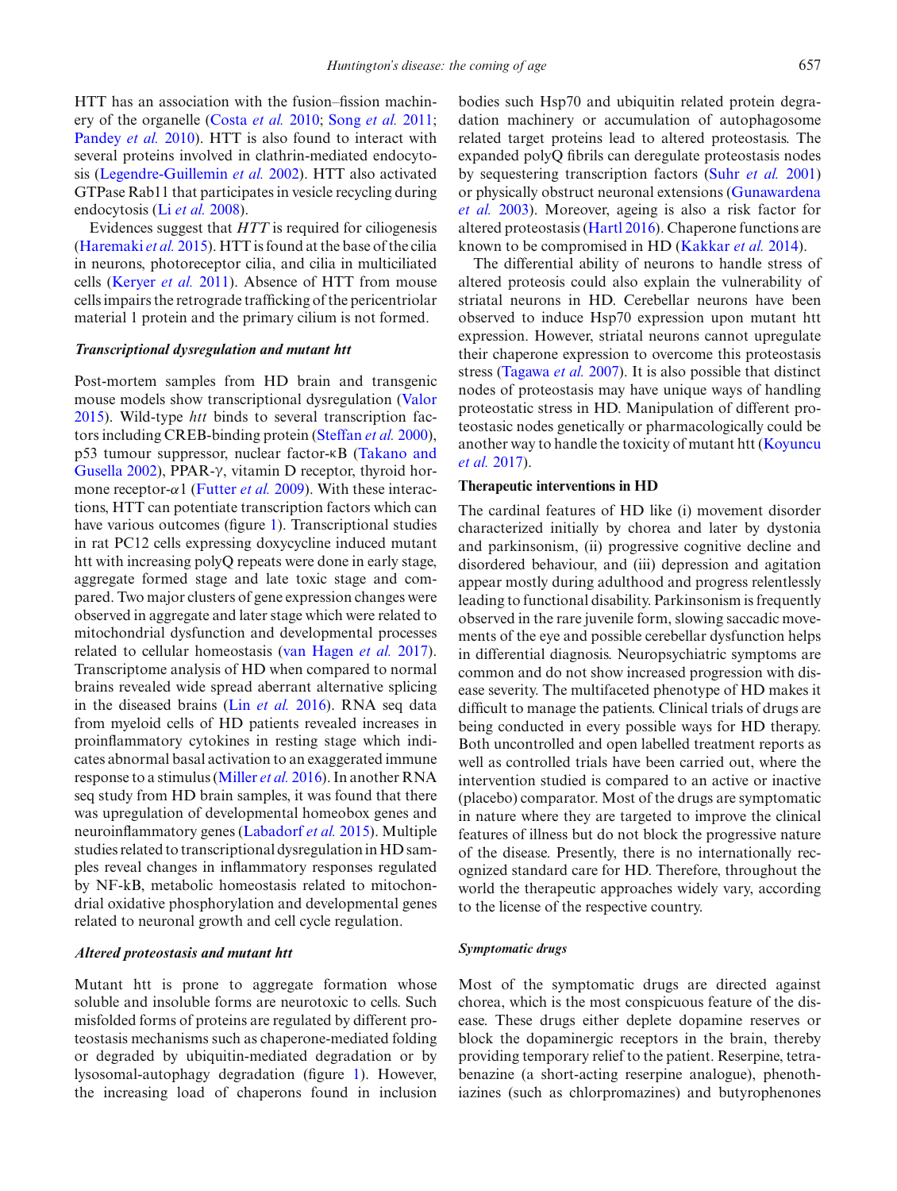HTT has an association with the fusion–fission machinery of the organelle (Costa *et al.* 2010; Song *et al.* 2011; Pandey *et al.* 2010). HTT is also found to interact with several proteins involved in clathrin-mediated endocytosis (Legendre-Guillemin *et al.* 2002). HTT also activated GTPase Rab11 that participates in vesicle recycling during endocytosis (Li *et al.* 2008).

Evidences suggest that *HTT* is required for ciliogenesis (Haremaki *et al.* 2015). HTT is found at the base of the cilia in neurons, photoreceptor cilia, and cilia in multiciliated cells (Keryer *et al.* 2011). Absence of HTT from mouse cells impairs the retrograde trafficking of the pericentriolar material 1 protein and the primary cilium is not formed.

### *Transcriptional dysregulation and mutant htt*

Post-mortem samples from HD brain and transgenic mouse models show transcriptional dysregulation (Valor 2015). Wild-type *htt* binds to several transcription factors including CREB-binding protein (Steffan *et al.* 2000), p53 tumour suppressor, nuclear factor-κB (Takano and Gusella 2002), PPAR-γ, vitamin D receptor, thyroid hormone receptor-$\alpha 1$ (Futter *et al.* 2009). With these interactions, HTT can potentiate transcription factors which can have various outcomes (figure 1). Transcriptional studies in rat PC12 cells expressing doxycycline induced mutant htt with increasing polyQ repeats were done in early stage, aggregate formed stage and late toxic stage and compared. Two major clusters of gene expression changes were observed in aggregate and later stage which were related to mitochondrial dysfunction and developmental processes related to cellular homeostasis (van Hagen *et al.* 2017). Transcriptome analysis of HD when compared to normal brains revealed wide spread aberrant alternative splicing in the diseased brains (Lin *et al.* 2016). RNA seq data from myeloid cells of HD patients revealed increases in proinflammatory cytokines in resting stage which indicates abnormal basal activation to an exaggerated immune response to a stimulus (Miller *et al.* 2016). In another RNA seq study from HD brain samples, it was found that there was upregulation of developmental homeobox genes and neuroinflammatory genes (Labadorf *et al.* 2015). Multiple studies related to transcriptional dysregulation in HD samples reveal changes in inflammatory responses regulated by NF-kB, metabolic homeostasis related to mitochondrial oxidative phosphorylation and developmental genes related to neuronal growth and cell cycle regulation.

### *Altered proteostasis and mutant htt*

Mutant htt is prone to aggregate formation whose soluble and insoluble forms are neurotoxic to cells. Such misfolded forms of proteins are regulated by different proteostasis mechanisms such as chaperone-mediated folding or degraded by ubiquitin-mediated degradation or by lysosomal-autophagy degradation (figure 1). However, the increasing load of chaperons found in inclusion bodies such Hsp70 and ubiquitin related protein degradation machinery or accumulation of autophagosome related target proteins lead to altered proteostasis. The expanded polyQ fibrils can deregulate proteostasis nodes by sequestering transcription factors (Suhr *et al.* 2001) or physically obstruct neuronal extensions (Gunawardena *et al.* 2003). Moreover, ageing is also a risk factor for altered proteostasis (Hartl 2016). Chaperone functions are known to be compromised in HD (Kakkar *et al.* 2014).

The differential ability of neurons to handle stress of altered proteosis could also explain the vulnerability of striatal neurons in HD. Cerebellar neurons have been observed to induce Hsp70 expression upon mutant htt expression. However, striatal neurons cannot upregulate their chaperone expression to overcome this proteostasis stress (Tagawa *et al.* 2007). It is also possible that distinct nodes of proteostasis may have unique ways of handling proteostatic stress in HD. Manipulation of different proteostatic nodes genetically or pharmacologically could be another way to handle the toxicity of mutant htt (Koyuncu *et al.* 2017).

## Therapeutic interventions in HD

The cardinal features of HD like (i) movement disorder characterized initially by chorea and later by dystonia and parkinsonism, (ii) progressive cognitive decline and disordered behaviour, and (iii) depression and agitation appear mostly during adulthood and progress relentlessly leading to functional disability. Parkinsonism is frequently observed in the rare juvenile form, slowing saccadic movements of the eye and possible cerebellar dysfunction helps in differential diagnosis. Neuropsychiatric symptoms are common and do not show increased progression with disease severity. The multifaceted phenotype of HD makes it difficult to manage the patients. Clinical trials of drugs are being conducted in every possible ways for HD therapy. Both uncontrolled and open labelled treatment reports as well as controlled trials have been carried out, where the intervention studied is compared to an active or inactive (placebo) comparator. Most of the drugs are symptomatic in nature where they are targeted to improve the clinical features of illness but do not block the progressive nature of the disease. Presently, there is no internationally recognized standard care for HD. Therefore, throughout the world the therapeutic approaches widely vary, according to the license of the respective country.

### *Symptomatic drugs*

Most of the symptomatic drugs are directed against chorea, which is the most conspicuous feature of the disease. These drugs either deplete dopamine reserves or block the dopaminergic receptors in the brain, thereby providing temporary relief to the patient. Reserpine, tetrabenazine (a short-acting reserpine analogue), phenothiazines (such as chlorpromazines) and butyrophenones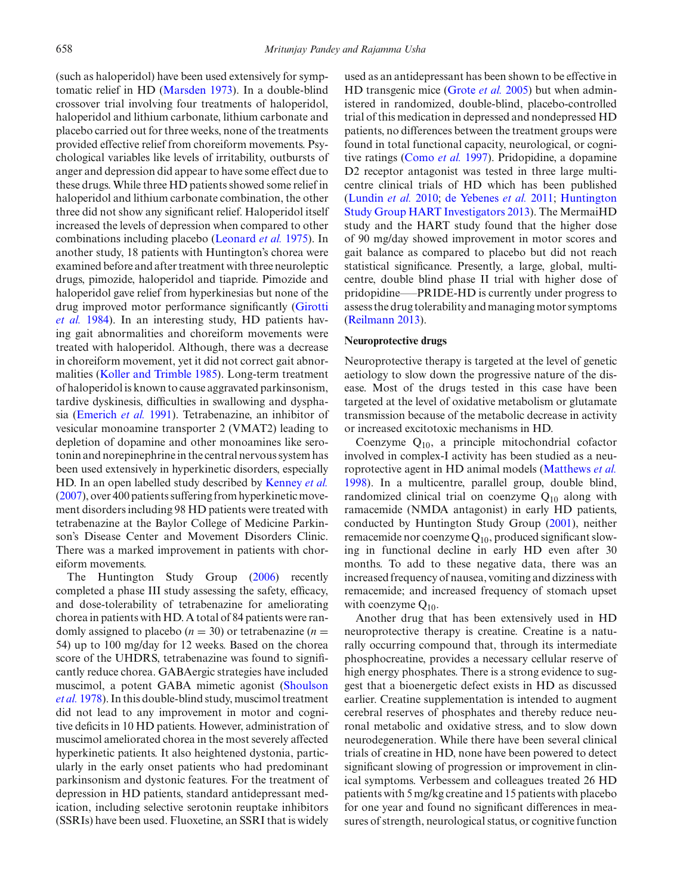(such as haloperidol) have been used extensively for symptomatic relief in HD (Marsden 1973). In a double-blind crossover trial involving four treatments of haloperidol, haloperidol and lithium carbonate, lithium carbonate and placebo carried out for three weeks, none of the treatments provided effective relief from choreiform movements. Psychological variables like levels of irritability, outbursts of anger and depression did appear to have some effect due to these drugs. While three HD patients showed some relief in haloperidol and lithium carbonate combination, the other three did not show any significant relief. Haloperidol itself increased the levels of depression when compared to other combinations including placebo (Leonard *et al.* 1975). In another study, 18 patients with Huntington's chorea were examined before and after treatment with three neuroleptic drugs, pimozide, haloperidol and tiapride. Pimozide and haloperidol gave relief from hyperkinesias but none of the drug improved motor performance significantly (Girotti *et al.* 1984). In an interesting study, HD patients having gait abnormalities and choreiform movements were treated with haloperidol. Although, there was a decrease in choreiform movement, yet it did not correct gait abnormalities (Koller and Trimble 1985). Long-term treatment of haloperidol is known to cause aggravated parkinsonism, tardive dyskinesis, difficulties in swallowing and dysphasia (Emerich *et al.* 1991). Tetrabenazine, an inhibitor of vesicular monoamine transporter 2 (VMAT2) leading to depletion of dopamine and other monoamines like serotonin and norepinephrine in the central nervous system has been used extensively in hyperkinetic disorders, especially HD. In an open labelled study described by Kenney *et al.* (2007), over 400 patients suffering from hyperkinetic movement disorders including 98 HD patients were treated with tetrabenazine at the Baylor College of Medicine Parkinson's Disease Center and Movement Disorders Clinic. There was a marked improvement in patients with choreiform movements.

The Huntington Study Group (2006) recently completed a phase III study assessing the safety, efficacy, and dose-tolerability of tetrabenazine for ameliorating chorea in patients with HD. A total of 84 patients were randomly assigned to placebo ($n = 30$) or tetrabenazine ($n = 54$) up to 100 mg/day for 12 weeks. Based on the chorea score of the UHDRS, tetrabenazine was found to significantly reduce chorea. GABAergic strategies have included muscimol, a potent GABA mimetic agonist (Shoulson *et al.* 1978). In this double-blind study, muscimol treatment did not lead to any improvement in motor and cognitive deficits in 10 HD patients. However, administration of muscimol ameliorated chorea in the most severely affected hyperkinetic patients. It also heightened dystonia, particularly in the early onset patients who had predominant parkinsonism and dystonic features. For the treatment of depression in HD patients, standard antidepressant medication, including selective serotonin reuptake inhibitors (SSRIs) have been used. Fluoxetine, an SSRI that is widely used as an antidepressant has been shown to be effective in HD transgenic mice (Grote *et al.* 2005) but when administered in randomized, double-blind, placebo-controlled trial of this medication in depressed and nondepressed HD patients, no differences between the treatment groups were found in total functional capacity, neurological, or cognitive ratings (Como *et al.* 1997). Pridopidine, a dopamine D2 receptor antagonist was tested in three large multicentre clinical trials of HD which has been published (Lundin *et al.* 2010; de Yebenes *et al.* 2011; Huntington Study Group HART Investigators 2013). The MermaiHD study and the HART study found that the higher dose of 90 mg/day showed improvement in motor scores and gait balance as compared to placebo but did not reach statistical significance. Presently, a large, global, multicentre, double blind phase II trial with higher dose of pridopidine——PRIDE-HD is currently under progress to assess the drug tolerability and managing motor symptoms (Reilmann 2013).

### Neuroprotective drugs

Neuroprotective therapy is targeted at the level of genetic aetiology to slow down the progressive nature of the disease. Most of the drugs tested in this case have been targeted at the level of oxidative metabolism or glutamate transmission because of the metabolic decrease in activity or increased excitotoxic mechanisms in HD.

Coenzyme $Q_{10}$, a principle mitochondrial cofactor involved in complex-I activity has been studied as a neuroprotective agent in HD animal models (Matthews *et al.* 1998). In a multicentre, parallel group, double blind, randomized clinical trial on coenzyme $Q_{10}$ along with ramacemide (NMDA antagonist) in early HD patients, conducted by Huntington Study Group (2001), neither remacemide nor coenzyme $Q_{10}$, produced significant slowing in functional decline in early HD even after 30 months. To add to these negative data, there was an increased frequency of nausea, vomiting and dizziness with remacemide; and increased frequency of stomach upset with coenzyme $Q_{10}$.

Another drug that has been extensively used in HD neuroprotective therapy is creatine. Creatine is a naturally occurring compound that, through its intermediate phosphocreatine, provides a necessary cellular reserve of high energy phosphates. There is a strong evidence to suggest that a bioenergetic defect exists in HD as discussed earlier. Creatine supplementation is intended to augment cerebral reserves of phosphates and thereby reduce neuronal metabolic and oxidative stress, and to slow down neurodegeneration. While there have been several clinical trials of creatine in HD, none have been powered to detect significant slowing of progression or improvement in clinical symptoms. Verbessem and colleagues treated 26 HD patients with 5 mg/kg creatine and 15 patients with placebo for one year and found no significant differences in measures of strength, neurological status, or cognitive function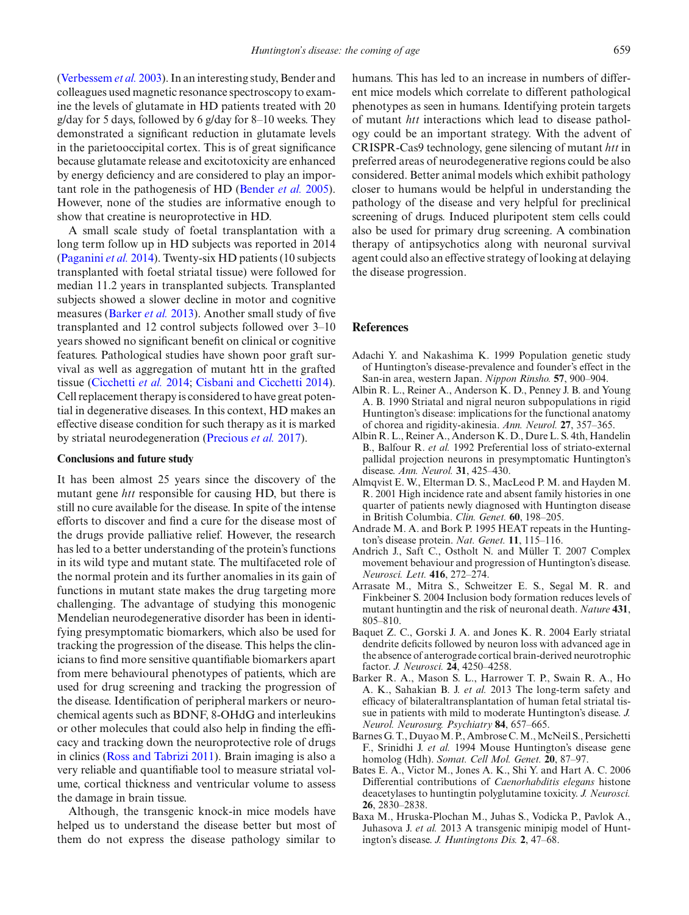(Verbessem *et al.* 2003). In an interesting study, Bender and colleagues used magnetic resonance spectroscopy to examine the levels of glutamate in HD patients treated with 20 g/day for 5 days, followed by 6 g/day for 8–10 weeks. They demonstrated a significant reduction in glutamate levels in the parietooccipital cortex. This is of great significance because glutamate release and excitotoxicity are enhanced by energy deficiency and are considered to play an important role in the pathogenesis of HD (Bender *et al.* 2005). However, none of the studies are informative enough to show that creatine is neuroprotective in HD.

A small scale study of foetal transplantation with a long term follow up in HD subjects was reported in 2014 (Paganini *et al.* 2014). Twenty-six HD patients (10 subjects transplanted with foetal striatal tissue) were followed for median 11.2 years in transplanted subjects. Transplanted subjects showed a slower decline in motor and cognitive measures (Barker *et al.* 2013). Another small study of five transplanted and 12 control subjects followed over 3–10 years showed no significant benefit on clinical or cognitive features. Pathological studies have shown poor graft survival as well as aggregation of mutant htt in the grafted tissue (Cicchetti *et al.* 2014; Cisbani and Cicchetti 2014). Cell replacement therapy is considered to have great potential in degenerative diseases. In this context, HD makes an effective disease condition for such therapy as it is marked by striatal neurodegeneration (Precious *et al.* 2017).

## Conclusions and future study

It has been almost 25 years since the discovery of the mutant gene *htt* responsible for causing HD, but there is still no cure available for the disease. In spite of the intense efforts to discover and find a cure for the disease most of the drugs provide palliative relief. However, the research has led to a better understanding of the protein's functions in its wild type and mutant state. The multifaceted role of the normal protein and its further anomalies in its gain of functions in mutant state makes the drug targeting more challenging. The advantage of studying this monogenic Mendelian neurodegenerative disorder has been in identifying presymptomatic biomarkers, which also be used for tracking the progression of the disease. This helps the clinicians to find more sensitive quantifiable biomarkers apart from mere behavioural phenotypes of patients, which are used for drug screening and tracking the progression of the disease. Identification of peripheral markers or neurochemical agents such as BDNF, 8-OHdG and interleukins or other molecules that could also help in finding the efficacy and tracking down the neuroprotective role of drugs in clinics (Ross and Tabrizi 2011). Brain imaging is also a very reliable and quantifiable tool to measure striatal volume, cortical thickness and ventricular volume to assess the damage in brain tissue.

Although, the transgenic knock-in mice models have helped us to understand the disease better but most of them do not express the disease pathology similar to humans. This has led to an increase in numbers of different mice models which correlate to different pathological phenotypes as seen in humans. Identifying protein targets of mutant *htt* interactions which lead to disease pathology could be an important strategy. With the advent of CRISPR-Cas9 technology, gene silencing of mutant *htt* in preferred areas of neurodegenerative regions could be also considered. Better animal models which exhibit pathology closer to humans would be helpful in understanding the pathology of the disease and very helpful for preclinical screening of drugs. Induced pluripotent stem cells could also be used for primary drug screening. A combination therapy of antipsychotics along with neuronal survival agent could also an effective strategy of looking at delaying the disease progression.

## References

Adachi Y. and Nakashima K. 1999 Population genetic study of Huntington's disease-prevalence and founder's effect in the San-in area, western Japan. *Nippon Rinsho.* **57**, 900–904.

Albin R. L., Reiner A., Anderson K. D., Penney J. B. and Young A. B. 1990 Striatal and nigral neuron subpopulations in rigid Huntington's disease: implications for the functional anatomy of chorea and rigidity-akinesia. *Ann. Neurol.* **27**, 357–365.

Albin R. L., Reiner A., Anderson K. D., Dure L. S. 4th, Handelin B., Balfour R. *et al.* 1992 Preferential loss of striato-external pallidal projection neurons in presymptomatic Huntington's disease. *Ann. Neurol.* **31**, 425–430.

Almqvist E. W., Elterman D. S., MacLeod P. M. and Hayden M. R. 2001 High incidence rate and absent family histories in one quarter of patients newly diagnosed with Huntington disease in British Columbia. *Clin. Genet.* **60**, 198–205.

Andrade M. A. and Bork P. 1995 HEAT repeats in the Huntington's disease protein. *Nat. Genet.* **11**, 115–116.

Andrich J., Saft C., Ostholt N. and Müller T. 2007 Complex movement behaviour and progression of Huntington's disease. *Neurosci. Lett.* **416**, 272–274.

Arrasate M., Mitra S., Schweitzer E. S., Segal M. R. and Finkbeiner S. 2004 Inclusion body formation reduces levels of mutant huntingtin and the risk of neuronal death. *Nature* **431**, 805–810.

Baquet Z. C., Gorski J. A. and Jones K. R. 2004 Early striatal dendrite deficits followed by neuron loss with advanced age in the absence of anterograde cortical brain-derived neurotrophic factor. *J. Neurosci.* **24**, 4250–4258.

Barker R. A., Mason S. L., Harrower T. P., Swain R. A., Ho A. K., Sahakian B. J. *et al.* 2013 The long-term safety and efficacy of bilateraltransplantation of human fetal striatal tissue in patients with mild to moderate Huntington's disease. *J. Neurol. Neurosurg. Psychiatry* **84**, 657–665.

Barnes G. T., Duyao M. P., Ambrose C. M., McNeil S., Persichetti F., Srinidhi J. *et al.* 1994 Mouse Huntington's disease gene homolog (Hdh). *Somat. Cell Mol. Genet.* **20**, 87–97.

Bates E. A., Victor M., Jones A. K., Shi Y. and Hart A. C. 2006 Differential contributions of *Caenorhabditis elegans* histone deacetylases to huntingtin polyglutamine toxicity. *J. Neurosci.* **26**, 2830–2838.

Baxa M., Hruska-Plochan M., Juhas S., Vodicka P., Pavlok A., Juhasova J. *et al.* 2013 A transgenic minipig model of Huntington's disease. *J. Huntingtons Dis.* **2**, 47–68.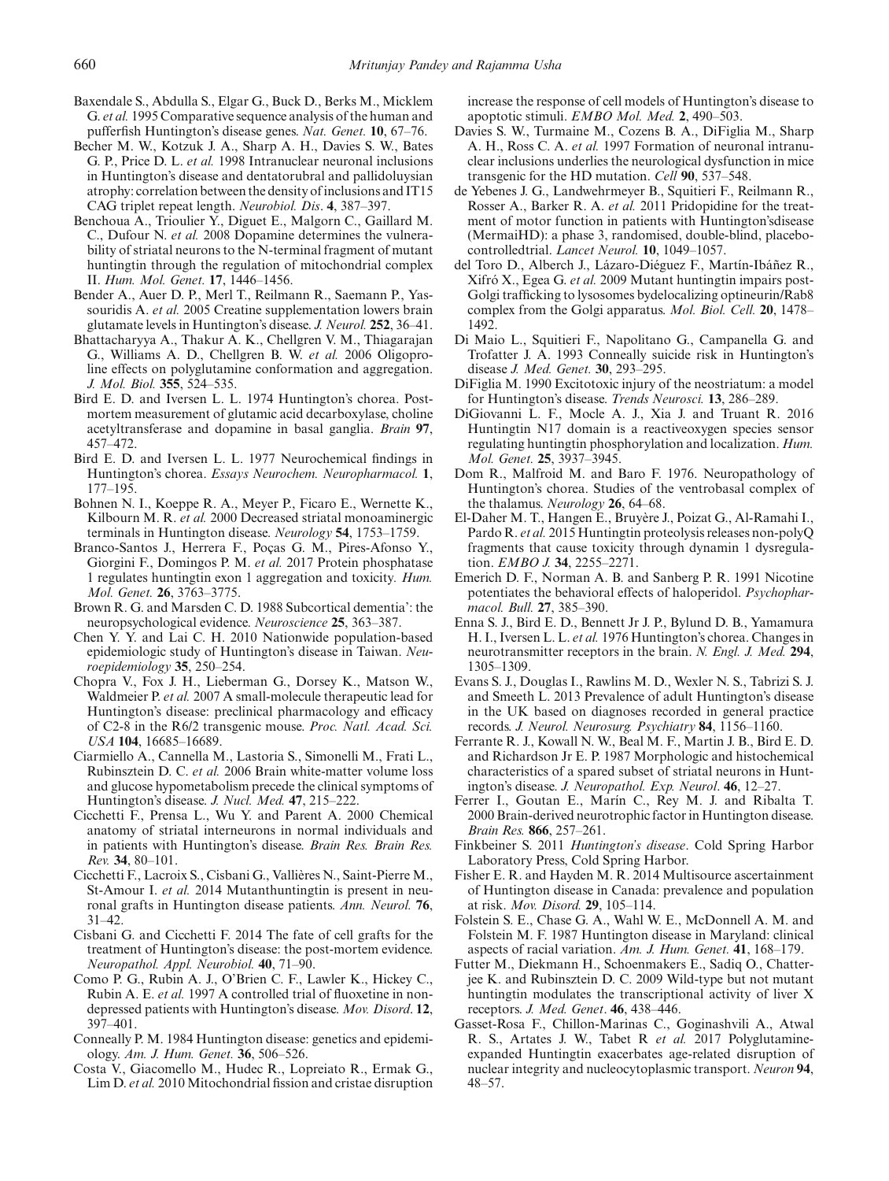Baxendale S., Abdulla S., Elgar G., Buck D., Berks M., Micklem G. *et al.* 1995 Comparative sequence analysis of the human and pufferfish Huntington's disease genes. *Nat. Genet.* **10**, 67–76.

Becher M. W., Kotzuk J. A., Sharp A. H., Davies S. W., Bates G. P., Price D. L. *et al.* 1998 Intranuclear neuronal inclusions in Huntington's disease and dentatorubral and pallidoluysian atrophy: correlation between the density of inclusions and IT15 CAG triplet repeat length. *Neurobiol. Dis*. **4**, 387–397.

Benchoua A., Trioulier Y., Diguet E., Malgorn C., Gaillard M. C., Dufour N. *et al.* 2008 Dopamine determines the vulnerability of striatal neurons to the N-terminal fragment of mutant huntingtin through the regulation of mitochondrial complex II. *Hum. Mol. Genet.* **17**, 1446–1456.

Bender A., Auer D. P., Merl T., Reilmann R., Saemann P., Yassouridis A. *et al.* 2005 Creatine supplementation lowers brain glutamate levels in Huntington's disease. *J. Neurol.* **252**, 36–41.

Bhattacharyya A., Thakur A. K., Chellgren V. M., Thiagarajan G., Williams A. D., Chellgren B. W. *et al.* 2006 Oligoproline effects on polyglutamine conformation and aggregation. *J. Mol. Biol.* **355**, 524–535.

Bird E. D. and Iversen L. L. 1974 Huntington's chorea. Postmortem measurement of glutamic acid decarboxylase, choline acetyltransferase and dopamine in basal ganglia. *Brain* **97**, 457–472.

Bird E. D. and Iversen L. L. 1977 Neurochemical findings in Huntington's chorea. *Essays Neurochem. Neuropharmacol.* **1**, 177–195.

Bohnen N. I., Koeppe R. A., Meyer P., Ficaro E., Wernette K., Kilbourn M. R. *et al.* 2000 Decreased striatal monoaminergic terminals in Huntington disease. *Neurology* **54**, 1753–1759.

Branco-Santos J., Herrera F., Poças G. M., Pires-Afonso Y., Giorgini F., Domingos P. M. *et al.* 2017 Protein phosphatase 1 regulates huntingtin exon 1 aggregation and toxicity. *Hum. Mol. Genet.* **26**, 3763–3775.

Brown R. G. and Marsden C. D. 1988 Subcortical dementia': the neuropsychological evidence. *Neuroscience* **25**, 363–387.

Chen Y. Y. and Lai C. H. 2010 Nationwide population-based epidemiologic study of Huntington's disease in Taiwan. *Neuroepidemiology* **35**, 250–254.

Chopra V., Fox J. H., Lieberman G., Dorsey K., Matson W., Waldmeier P. *et al.* 2007 A small-molecule therapeutic lead for Huntington's disease: preclinical pharmacology and efficacy of C2-8 in the R6/2 transgenic mouse. *Proc. Natl. Acad. Sci. USA* **104**, 16685–16689.

Ciarmiello A., Cannella M., Lastoria S., Simonelli M., Frati L., Rubinsztein D. C. *et al.* 2006 Brain white-matter volume loss and glucose hypometabolism precede the clinical symptoms of Huntington's disease. *J. Nucl. Med.* **47**, 215–222.

Cicchetti F., Prensa L., Wu Y. and Parent A. 2000 Chemical anatomy of striatal interneurons in normal individuals and in patients with Huntington's disease. *Brain Res. Brain Res. Rev.* **34**, 80–101.

Cicchetti F., Lacroix S., Cisbani G., Vallières N., Saint-Pierre M., St-Amour I. *et al.* 2014 Mutanthuntingtin is present in neuronal grafts in Huntington disease patients. *Ann. Neurol.* **76**, 31–42.

Cisbani G. and Cicchetti F. 2014 The fate of cell grafts for the treatment of Huntington's disease: the post-mortem evidence. *Neuropathol. Appl. Neurobiol.* **40**, 71–90.

Como P. G., Rubin A. J., O'Brien C. F., Lawler K., Hickey C., Rubin A. E. *et al.* 1997 A controlled trial of fluoxetine in nondepressed patients with Huntington's disease. *Mov. Disord*. **12**, 397–401.

Conneally P. M. 1984 Huntington disease: genetics and epidemiology. *Am. J. Hum. Genet.* **36**, 506–526.

Costa V., Giacomello M., Hudec R., Lopreiato R., Ermak G., Lim D. *et al.* 2010 Mitochondrial fission and cristae disruption increase the response of cell models of Huntington's disease to apoptotic stimuli. *EMBO Mol. Med.* **2**, 490–503.

Davies S. W., Turmaine M., Cozens B. A., DiFiglia M., Sharp A. H., Ross C. A. *et al.* 1997 Formation of neuronal intranuclear inclusions underlies the neurological dysfunction in mice transgenic for the HD mutation. *Cell* **90**, 537–548.

de Yebenes J. G., Landwehrmeyer B., Squitieri F., Reilmann R., Rosser A., Barker R. A. *et al.* 2011 Pridopidine for the treatment of motor function in patients with Huntington'sdisease (MermaiHD): a phase 3, randomised, double-blind, placebo-controlledtrial. *Lancet Neurol.* **10**, 1049–1057.

del Toro D., Alberch J., Lázaro-Diéguez F., Martín-Ibáñez R., Xifró X., Egea G. *et al.* 2009 Mutant huntingtin impairs post-Golgi trafficking to lysosomes bydelocalizing optineurin/Rab8 complex from the Golgi apparatus. *Mol. Biol. Cell.* **20**, 1478–1492.

Di Maio L., Squitieri F., Napolitano G., Campanella G. and Trofatter J. A. 1993 Conneally suicide risk in Huntington's disease *J. Med. Genet.* **30**, 293–295.

DiFiglia M. 1990 Excitotoxic injury of the neostriatum: a model for Huntington's disease. *Trends Neurosci.* **13**, 286–289.

DiGiovanni L. F., Mocle A. J., Xia J. and Truant R. 2016 Huntingtin N17 domain is a reactiveoxygen species sensor regulating huntingtin phosphorylation and localization. *Hum. Mol. Genet.* **25**, 3937–3945.

Dom R., Malfroid M. and Baro F. 1976. Neuropathology of Huntington's chorea. Studies of the ventrobasal complex of the thalamus. *Neurology* **26**, 64–68.

El-Daher M. T., Hangen E., Bruyère J., Poizat G., Al-Ramahi I., Pardo R. *et al.* 2015 Huntingtin proteolysis releases non-polyQ fragments that cause toxicity through dynamin 1 dysregulation. *EMBO J.* **34**, 2255–2271.

Emerich D. F., Norman A. B. and Sanberg P. R. 1991 Nicotine potentiates the behavioral effects of haloperidol. *Psychopharmacol. Bull.* **27**, 385–390.

Enna S. J., Bird E. D., Bennett Jr J. P., Bylund D. B., Yamamura H. I., Iversen L. L. *et al.* 1976 Huntington's chorea. Changes in neurotransmitter receptors in the brain. *N. Engl. J. Med.* **294**, 1305–1309.

Evans S. J., Douglas I., Rawlins M. D., Wexler N. S., Tabrizi S. J. and Smeeth L. 2013 Prevalence of adult Huntington's disease in the UK based on diagnoses recorded in general practice records. *J. Neurol. Neurosurg. Psychiatry* **84**, 1156–1160.

Ferrante R. J., Kowall N. W., Beal M. F., Martin J. B., Bird E. D. and Richardson Jr E. P. 1987 Morphologic and histochemical characteristics of a spared subset of striatal neurons in Huntington's disease. *J. Neuropathol. Exp. Neurol*. **46**, 12–27.

Ferrer I., Goutan E., Marín C., Rey M. J. and Ribalta T. 2000 Brain-derived neurotrophic factor in Huntington disease. *Brain Res.* **866**, 257–261.

Finkbeiner S. 2011 *Huntington's disease*. Cold Spring Harbor Laboratory Press, Cold Spring Harbor.

Fisher E. R. and Hayden M. R. 2014 Multisource ascertainment of Huntington disease in Canada: prevalence and population at risk. *Mov. Disord.* **29**, 105–114.

Folstein S. E., Chase G. A., Wahl W. E., McDonnell A. M. and Folstein M. F. 1987 Huntington disease in Maryland: clinical aspects of racial variation. *Am. J. Hum. Genet.* **41**, 168–179.

Futter M., Diekmann H., Schoenmakers E., Sadiq O., Chatterjee K. and Rubinsztein D. C. 2009 Wild-type but not mutant huntingtin modulates the transcriptional activity of liver X receptors. *J. Med. Genet*. **46**, 438–446.

Gasset-Rosa F., Chillon-Marinas C., Goginashvili A., Atwal R. S., Artates J. W., Tabet R *et al.* 2017 Polyglutamine-expanded Huntingtin exacerbates age-related disruption of nuclear integrity and nucleocytoplasmic transport. *Neuron* **94**, 48–57.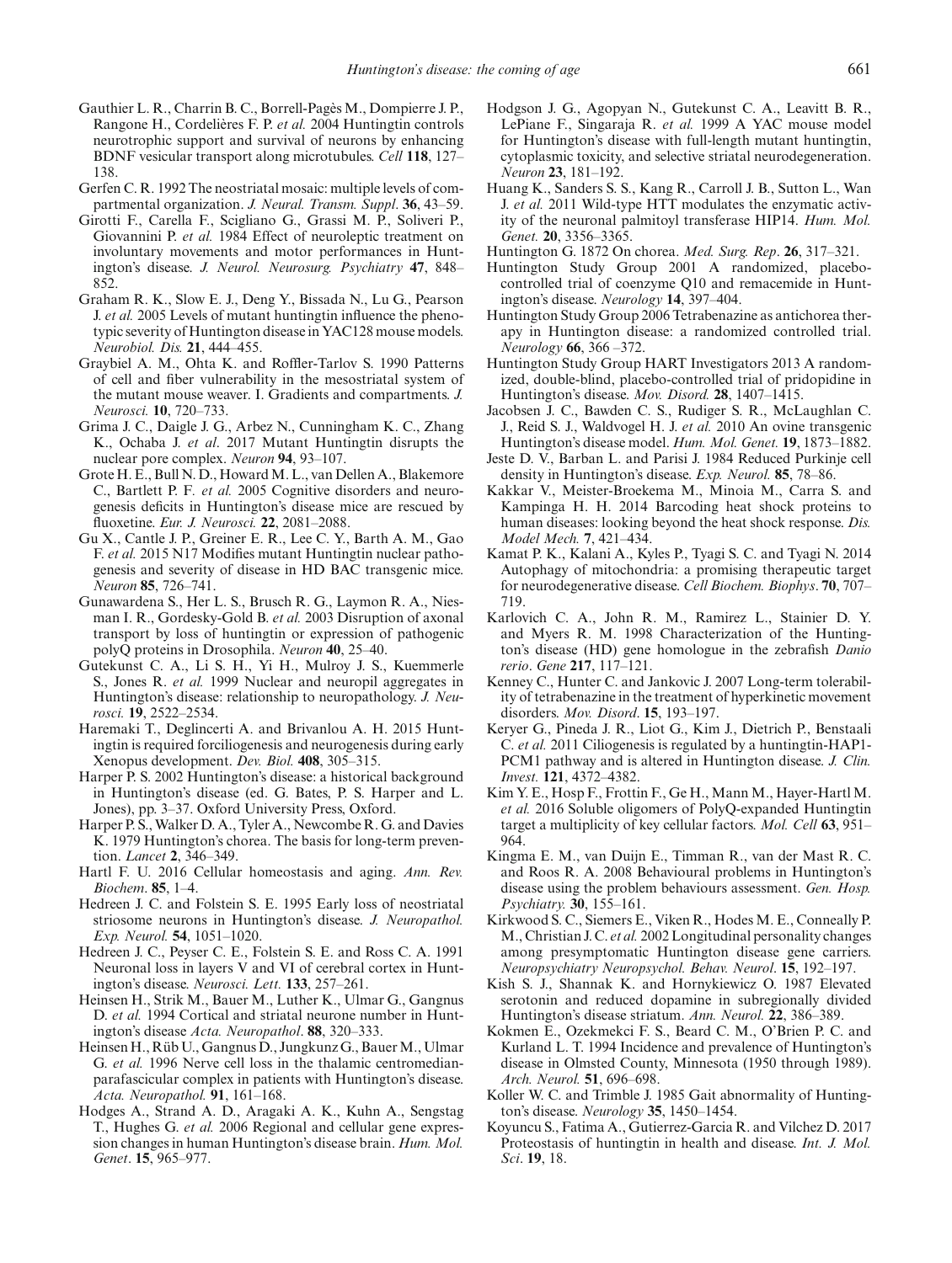Gauthier L. R., Charrin B. C., Borrell-Pagès M., Dompierre J. P., Rangone H., Cordelières F. P. *et al.* 2004 Huntingtin controls neurotrophic support and survival of neurons by enhancing BDNF vesicular transport along microtubules. *Cell* **118**, 127–138.

Gerfen C. R. 1992 The neostriatal mosaic: multiple levels of compartmental organization. *J. Neural. Transm. Suppl*. **36**, 43–59.

Girotti F., Carella F., Scigliano G., Grassi M. P., Soliveri P., Giovannini P. *et al.* 1984 Effect of neuroleptic treatment on involuntary movements and motor performances in Huntington's disease. *J. Neurol. Neurosurg. Psychiatry* **47**, 848–852.

Graham R. K., Slow E. J., Deng Y., Bissada N., Lu G., Pearson J. *et al.* 2005 Levels of mutant huntingtin influence the phenotypic severity of Huntington disease in YAC128 mouse models. *Neurobiol. Dis.* **21**, 444–455.

Graybiel A. M., Ohta K. and Roffler-Tarlov S. 1990 Patterns of cell and fiber vulnerability in the mesostriatal system of the mutant mouse weaver. I. Gradients and compartments. *J. Neurosci.* **10**, 720–733.

Grima J. C., Daigle J. G., Arbez N., Cunningham K. C., Zhang K., Ochaba J. *et al*. 2017 Mutant Huntingtin disrupts the nuclear pore complex. *Neuron* **94**, 93–107.

Grote H. E., Bull N. D., Howard M. L., van Dellen A., Blakemore C., Bartlett P. F. *et al.* 2005 Cognitive disorders and neurogenesis deficits in Huntington's disease mice are rescued by fluoxetine. *Eur. J. Neurosci.* **22**, 2081–2088.

Gu X., Cantle J. P., Greiner E. R., Lee C. Y., Barth A. M., Gao F. *et al.* 2015 N17 Modifies mutant Huntingtin nuclear pathogenesis and severity of disease in HD BAC transgenic mice. *Neuron* **85**, 726–741.

Gunawardena S., Her L. S., Brusch R. G., Laymon R. A., Niesman I. R., Gordesky-Gold B. *et al.* 2003 Disruption of axonal transport by loss of huntingtin or expression of pathogenic polyQ proteins in Drosophila. *Neuron* **40**, 25–40.

Gutekunst C. A., Li S. H., Yi H., Mulroy J. S., Kuemmerle S., Jones R. *et al.* 1999 Nuclear and neuropil aggregates in Huntington's disease: relationship to neuropathology. *J. Neurosci.* **19**, 2522–2534.

Haremaki T., Deglincerti A. and Brivanlou A. H. 2015 Huntingtin is required forciliogenesis and neurogenesis during early Xenopus development. *Dev. Biol.* **408**, 305–315.

Harper P. S. 2002 Huntington's disease: a historical background in Huntington's disease (ed. G. Bates, P. S. Harper and L. Jones), pp. 3–37. Oxford University Press, Oxford.

Harper P. S., Walker D. A., Tyler A., Newcombe R. G. and Davies K. 1979 Huntington's chorea. The basis for long-term prevention. *Lancet* **2**, 346–349.

Hartl F. U. 2016 Cellular homeostasis and aging. *Ann. Rev. Biochem*. **85**, 1–4.

Hedreen J. C. and Folstein S. E. 1995 Early loss of neostriatal striosome neurons in Huntington's disease. *J. Neuropathol. Exp. Neurol.* **54**, 1051–1020.

Hedreen J. C., Peyser C. E., Folstein S. E. and Ross C. A. 1991 Neuronal loss in layers V and VI of cerebral cortex in Huntington's disease. *Neurosci. Lett.* **133**, 257–261.

Heinsen H., Strik M., Bauer M., Luther K., Ulmar G., Gangnus D. *et al.* 1994 Cortical and striatal neurone number in Huntington's disease *Acta. Neuropathol*. **88**, 320–333.

Heinsen H., Rüb U., Gangnus D., Jungkunz G., Bauer M., Ulmar G. *et al.* 1996 Nerve cell loss in the thalamic centromedian-parafascicular complex in patients with Huntington's disease. *Acta. Neuropathol.* **91**, 161–168.

Hodges A., Strand A. D., Aragaki A. K., Kuhn A., Sengstag T., Hughes G. *et al.* 2006 Regional and cellular gene expression changes in human Huntington's disease brain. *Hum. Mol. Genet*. **15**, 965–977.

Hodgson J. G., Agopyan N., Gutekunst C. A., Leavitt B. R., LePiane F., Singaraja R. *et al.* 1999 A YAC mouse model for Huntington's disease with full-length mutant huntingtin, cytoplasmic toxicity, and selective striatal neurodegeneration. *Neuron* **23**, 181–192.

Huang K., Sanders S. S., Kang R., Carroll J. B., Sutton L., Wan J. *et al.* 2011 Wild-type HTT modulates the enzymatic activity of the neuronal palmitoyl transferase HIP14. *Hum. Mol. Genet.* **20**, 3356–3365.

Huntington G. 1872 On chorea. *Med. Surg. Rep*. **26**, 317–321.

Huntington Study Group 2001 A randomized, placebo-controlled trial of coenzyme Q10 and remacemide in Huntington's disease. *Neurology* **14**, 397–404.

Huntington Study Group 2006 Tetrabenazine as antichorea therapy in Huntington disease: a randomized controlled trial. *Neurology* **66**, 366 –372.

Huntington Study Group HART Investigators 2013 A randomized, double-blind, placebo-controlled trial of pridopidine in Huntington's disease. *Mov. Disord.* **28**, 1407–1415.

Jacobsen J. C., Bawden C. S., Rudiger S. R., McLaughlan C. J., Reid S. J., Waldvogel H. J. *et al.* 2010 An ovine transgenic Huntington's disease model. *Hum. Mol. Genet.* **19**, 1873–1882.

Jeste D. V., Barban L. and Parisi J. 1984 Reduced Purkinje cell density in Huntington's disease. *Exp. Neurol.* **85**, 78–86.

Kakkar V., Meister-Broekema M., Minoia M., Carra S. and Kampinga H. H. 2014 Barcoding heat shock proteins to human diseases: looking beyond the heat shock response. *Dis. Model Mech.* **7**, 421–434.

Kamat P. K., Kalani A., Kyles P., Tyagi S. C. and Tyagi N. 2014 Autophagy of mitochondria: a promising therapeutic target for neurodegenerative disease. *Cell Biochem. Biophys*. **70**, 707–719.

Karlovich C. A., John R. M., Ramirez L., Stainier D. Y. and Myers R. M. 1998 Characterization of the Huntington's disease (HD) gene homologue in the zebrafish *Danio rerio*. *Gene* **217**, 117–121.

Kenney C., Hunter C. and Jankovic J. 2007 Long-term tolerability of tetrabenazine in the treatment of hyperkinetic movement disorders. *Mov. Disord*. **15**, 193–197.

Keryer G., Pineda J. R., Liot G., Kim J., Dietrich P., Benstaali C. *et al.* 2011 Ciliogenesis is regulated by a huntingtin-HAP1-PCM1 pathway and is altered in Huntington disease. *J. Clin. Invest.* **121**, 4372–4382.

Kim Y. E., Hosp F., Frottin F., Ge H., Mann M., Hayer-Hartl M. *et al.* 2016 Soluble oligomers of PolyQ-expanded Huntingtin target a multiplicity of key cellular factors. *Mol. Cell* **63**, 951–964.

Kingma E. M., van Duijn E., Timman R., van der Mast R. C. and Roos R. A. 2008 Behavioural problems in Huntington's disease using the problem behaviours assessment. *Gen. Hosp. Psychiatry.* **30**, 155–161.

Kirkwood S. C., Siemers E., Viken R., Hodes M. E., Conneally P. M., Christian J. C. *et al.* 2002 Longitudinal personality changes among presymptomatic Huntington disease gene carriers. *Neuropsychiatry Neuropsychol. Behav. Neurol*. **15**, 192–197.

Kish S. J., Shannak K. and Hornykiewicz O. 1987 Elevated serotonin and reduced dopamine in subregionally divided Huntington's disease striatum. *Ann. Neurol.* **22**, 386–389.

Kokmen E., Ozekmekci F. S., Beard C. M., O'Brien P. C. and Kurland L. T. 1994 Incidence and prevalence of Huntington's disease in Olmsted County, Minnesota (1950 through 1989). *Arch. Neurol.* **51**, 696–698.

Koller W. C. and Trimble J. 1985 Gait abnormality of Huntington's disease. *Neurology* **35**, 1450–1454.

Koyuncu S., Fatima A., Gutierrez-Garcia R. and Vilchez D. 2017 Proteostasis of huntingtin in health and disease. *Int. J. Mol. Sci*. **19**, 18.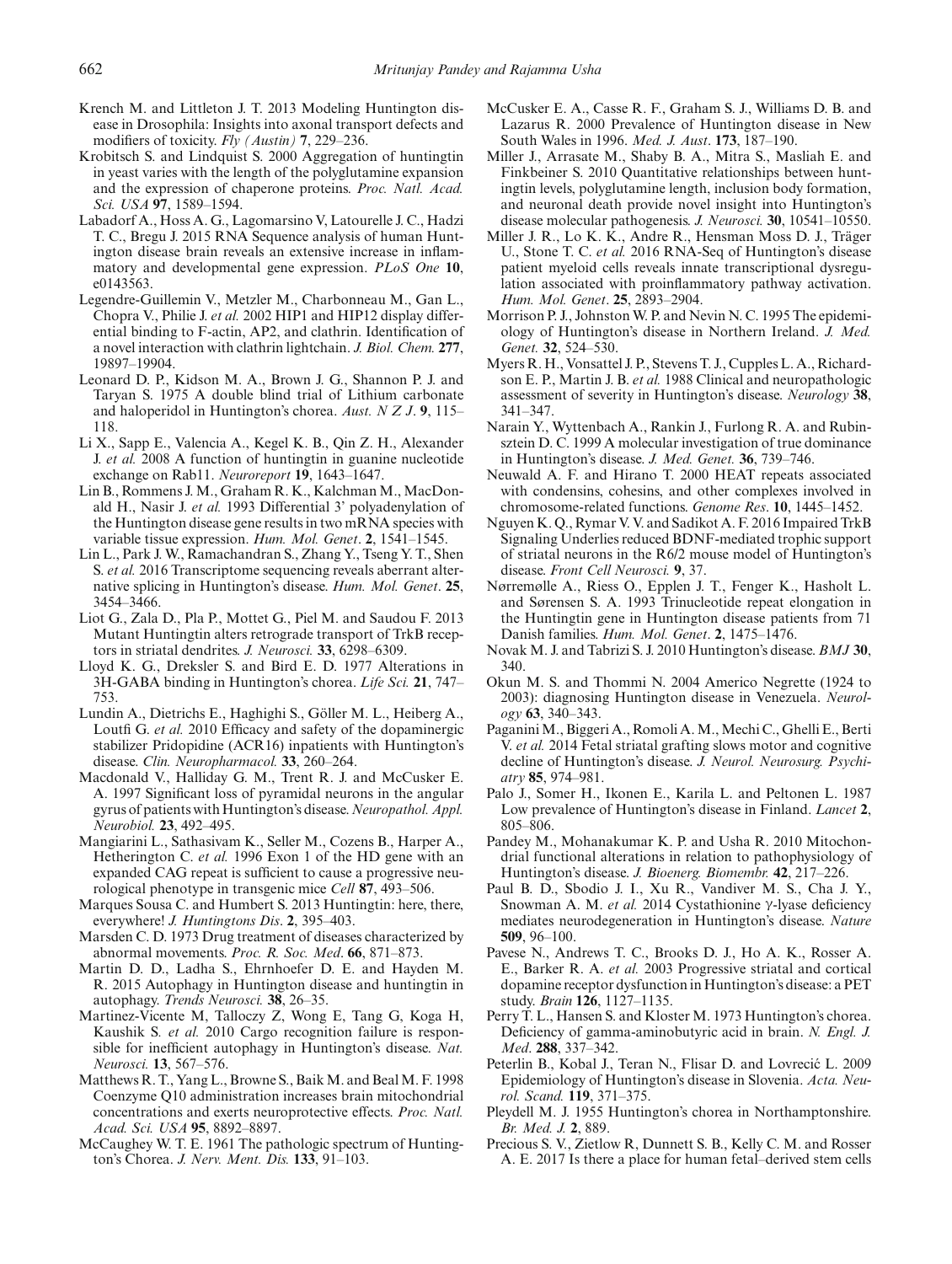Krench M. and Littleton J. T. 2013 Modeling Huntington disease in Drosophila: Insights into axonal transport defects and modifiers of toxicity. *Fly (Austin)* **7**, 229–236.

Krobitsch S. and Lindquist S. 2000 Aggregation of huntingtin in yeast varies with the length of the polyglutamine expansion and the expression of chaperone proteins. *Proc. Natl. Acad. Sci. USA* **97**, 1589–1594.

Labadorf A., Hoss A. G., Lagomarsino V, Latourelle J. C., Hadzi T. C., Bregu J. 2015 RNA Sequence analysis of human Huntington disease brain reveals an extensive increase in inflammatory and developmental gene expression. *PLoS One* **10**, e0143563.

Legendre-Guillemin V., Metzler M., Charbonneau M., Gan L., Chopra V., Philie J. *et al.* 2002 HIP1 and HIP12 display differential binding to F-actin, AP2, and clathrin. Identification of a novel interaction with clathrin lightchain. *J. Biol. Chem.* **277**, 19897–19904.

Leonard D. P., Kidson M. A., Brown J. G., Shannon P. J. and Taryan S. 1975 A double blind trial of Lithium carbonate and haloperidol in Huntington's chorea. *Aust. N Z J*. **9**, 115–118.

Li X., Sapp E., Valencia A., Kegel K. B., Qin Z. H., Alexander J. *et al.* 2008 A function of huntingtin in guanine nucleotide exchange on Rab11. *Neuroreport* **19**, 1643–1647.

Lin B., Rommens J. M., Graham R. K., Kalchman M., MacDonald H., Nasir J. *et al.* 1993 Differential 3' polyadenylation of the Huntington disease gene results in two mRNA species with variable tissue expression. *Hum. Mol. Genet*. **2**, 1541–1545.

Lin L., Park J. W., Ramachandran S., Zhang Y., Tseng Y. T., Shen S. *et al.* 2016 Transcriptome sequencing reveals aberrant alternative splicing in Huntington's disease. *Hum. Mol. Genet*. **25**, 3454–3466.

Liot G., Zala D., Pla P., Mottet G., Piel M. and Saudou F. 2013 Mutant Huntingtin alters retrograde transport of TrkB receptors in striatal dendrites. *J. Neurosci.* **33**, 6298–6309.

Lloyd K. G., Dreksler S. and Bird E. D. 1977 Alterations in 3H-GABA binding in Huntington's chorea. *Life Sci.* **21**, 747–753.

Lundin A., Dietrichs E., Haghighi S., Göller M. L., Heiberg A., Loutfi G. *et al.* 2010 Efficacy and safety of the dopaminergic stabilizer Pridopidine (ACR16) inpatients with Huntington's disease. *Clin. Neuropharmacol.* **33**, 260–264.

Macdonald V., Halliday G. M., Trent R. J. and McCusker E. A. 1997 Significant loss of pyramidal neurons in the angular gyrus of patients with Huntington's disease. *Neuropathol. Appl. Neurobiol.* **23**, 492–495.

Mangiarini L., Sathasivam K., Seller M., Cozens B., Harper A., Hetherington C. *et al.* 1996 Exon 1 of the HD gene with an expanded CAG repeat is sufficient to cause a progressive neurological phenotype in transgenic mice *Cell* **87**, 493–506.

Marques Sousa C. and Humbert S. 2013 Huntingtin: here, there, everywhere! *J. Huntingtons Dis*. **2**, 395–403.

Marsden C. D. 1973 Drug treatment of diseases characterized by abnormal movements. *Proc. R. Soc. Med*. **66**, 871–873.

Martin D. D., Ladha S., Ehrnhoefer D. E. and Hayden M. R. 2015 Autophagy in Huntington disease and huntingtin in autophagy. *Trends Neurosci.* **38**, 26–35.

Martinez-Vicente M, Talloczy Z, Wong E, Tang G, Koga H, Kaushik S. *et al.* 2010 Cargo recognition failure is responsible for inefficient autophagy in Huntington's disease. *Nat. Neurosci.* **13**, 567–576.

Matthews R. T., Yang L., Browne S., Baik M. and Beal M. F. 1998 Coenzyme Q10 administration increases brain mitochondrial concentrations and exerts neuroprotective effects. *Proc. Natl. Acad. Sci. USA* **95**, 8892–8897.

McCaughey W. T. E. 1961 The pathologic spectrum of Huntington's Chorea. *J. Nerv. Ment. Dis.* **133**, 91–103.

McCusker E. A., Casse R. F., Graham S. J., Williams D. B. and Lazarus R. 2000 Prevalence of Huntington disease in New South Wales in 1996. *Med. J. Aust*. **173**, 187–190.

Miller J., Arrasate M., Shaby B. A., Mitra S., Masliah E. and Finkbeiner S. 2010 Quantitative relationships between huntingtin levels, polyglutamine length, inclusion body formation, and neuronal death provide novel insight into Huntington's disease molecular pathogenesis. *J. Neurosci.* **30**, 10541–10550.

Miller J. R., Lo K. K., Andre R., Hensman Moss D. J., Träger U., Stone T. C. *et al.* 2016 RNA-Seq of Huntington's disease patient myeloid cells reveals innate transcriptional dysregulation associated with proinflammatory pathway activation. *Hum. Mol. Genet*. **25**, 2893–2904.

Morrison P. J., Johnston W. P. and Nevin N. C. 1995 The epidemiology of Huntington's disease in Northern Ireland. *J. Med. Genet.* **32**, 524–530.

Myers R. H., Vonsattel J. P., Stevens T. J., Cupples L. A., Richardson E. P., Martin J. B. *et al.* 1988 Clinical and neuropathologic assessment of severity in Huntington's disease. *Neurology* **38**, 341–347.

Narain Y., Wyttenbach A., Rankin J., Furlong R. A. and Rubinsztein D. C. 1999 A molecular investigation of true dominance in Huntington's disease. *J. Med. Genet.* **36**, 739–746.

Neuwald A. F. and Hirano T. 2000 HEAT repeats associated with condensins, cohesins, and other complexes involved in chromosome-related functions. *Genome Res*. **10**, 1445–1452.

Nguyen K. Q., Rymar V. V. and Sadikot A. F. 2016 Impaired TrkB Signaling Underlies reduced BDNF-mediated trophic support of striatal neurons in the R6/2 mouse model of Huntington's disease. *Front Cell Neurosci.* **9**, 37.

Nørremølle A., Riess O., Epplen J. T., Fenger K., Hasholt L. and Sørensen S. A. 1993 Trinucleotide repeat elongation in the Huntingtin gene in Huntington disease patients from 71 Danish families. *Hum. Mol. Genet*. **2**, 1475–1476.

Novak M. J. and Tabrizi S. J. 2010 Huntington's disease. *BMJ* **30**, 340.

Okun M. S. and Thommi N. 2004 Americo Negrette (1924 to 2003): diagnosing Huntington disease in Venezuela. *Neurology* **63**, 340–343.

Paganini M., Biggeri A., Romoli A. M., Mechi C., Ghelli E., Berti V. *et al.* 2014 Fetal striatal grafting slows motor and cognitive decline of Huntington's disease. *J. Neurol. Neurosurg. Psychiatry* **85**, 974–981.

Palo J., Somer H., Ikonen E., Karila L. and Peltonen L. 1987 Low prevalence of Huntington's disease in Finland. *Lancet* **2**, 805–806.

Pandey M., Mohanakumar K. P. and Usha R. 2010 Mitochondrial functional alterations in relation to pathophysiology of Huntington's disease. *J. Bioenerg. Biomembr.* **42**, 217–226.

Paul B. D., Sbodio J. I., Xu R., Vandiver M. S., Cha J. Y., Snowman A. M. *et al.* 2014 Cystathionine γ-lyase deficiency mediates neurodegeneration in Huntington's disease. *Nature* **509**, 96–100.

Pavese N., Andrews T. C., Brooks D. J., Ho A. K., Rosser A. E., Barker R. A. *et al.* 2003 Progressive striatal and cortical dopamine receptor dysfunction in Huntington's disease: a PET study. *Brain* **126**, 1127–1135.

Perry T. L., Hansen S. and Kloster M. 1973 Huntington's chorea. Deficiency of gamma-aminobutyric acid in brain. *N. Engl. J. Med*. **288**, 337–342.

Peterlin B., Kobal J., Teran N., Flisar D. and Lovrecić L. 2009 Epidemiology of Huntington's disease in Slovenia. *Acta. Neurol. Scand.* **119**, 371–375.

Pleydell M. J. 1955 Huntington's chorea in Northamptonshire. *Br. Med. J.* **2**, 889.

Precious S. V., Zietlow R, Dunnett S. B., Kelly C. M. and Rosser A. E. 2017 Is there a place for human fetal–derived stem cells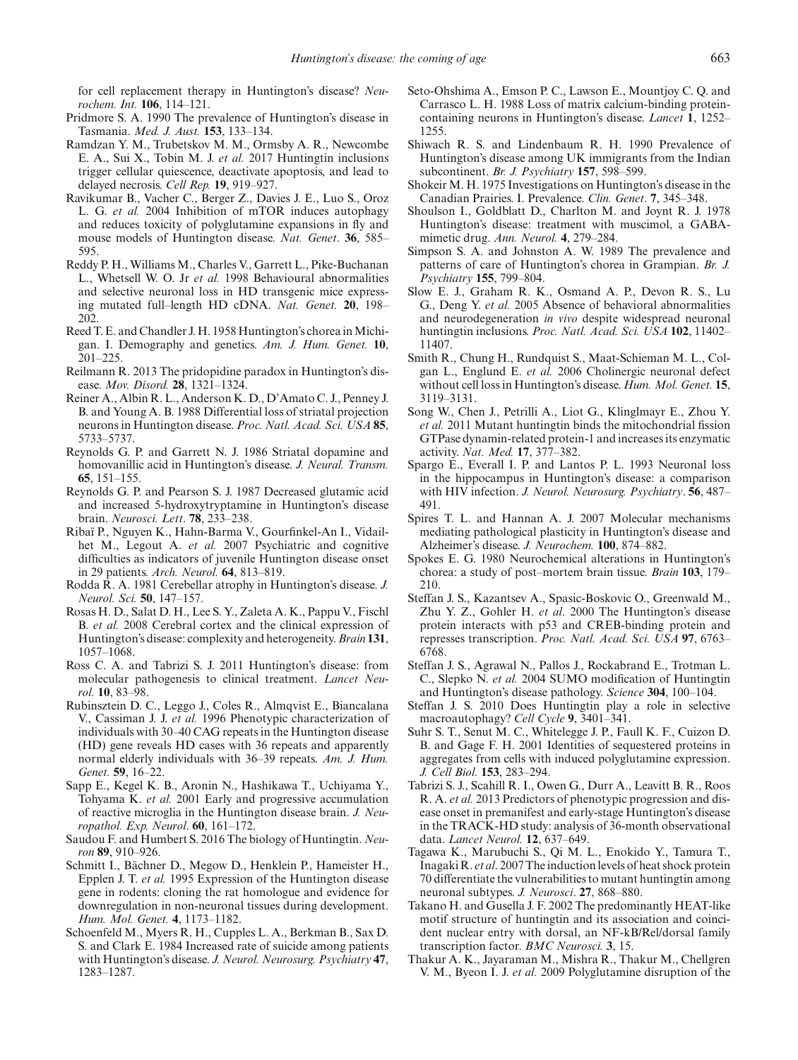for cell replacement therapy in Huntington's disease? *Neurochem. Int.* **106**, 114–121.

Pridmore S. A. 1990 The prevalence of Huntington's disease in Tasmania. *Med. J. Aust.* **153**, 133–134.

Ramdzan Y. M., Trubetskov M. M., Ormsby A. R., Newcombe E. A., Sui X., Tobin M. J. *et al.* 2017 Huntingtin inclusions trigger cellular quiescence, deactivate apoptosis, and lead to delayed necrosis. *Cell Rep.* **19**, 919–927.

Ravikumar B., Vacher C., Berger Z., Davies J. E., Luo S., Oroz L. G. *et al.* 2004 Inhibition of mTOR induces autophagy and reduces toxicity of polyglutamine expansions in fly and mouse models of Huntington disease. *Nat. Genet*. **36**, 585–595.

Reddy P. H., Williams M., Charles V., Garrett L., Pike-Buchanan L., Whetsell W. O. Jr *et al.* 1998 Behavioural abnormalities and selective neuronal loss in HD transgenic mice expressing mutated full–length HD cDNA. *Nat. Genet.* **20**, 198–202.

Reed T. E. and Chandler J. H. 1958 Huntington's chorea in Michigan. I. Demography and genetics. *Am. J. Hum. Genet.* **10**, 201–225.

Reilmann R. 2013 The pridopidine paradox in Huntington's disease. *Mov. Disord.* **28**, 1321–1324.

Reiner A., Albin R. L., Anderson K. D., D'Amato C. J., Penney J. B. and Young A. B. 1988 Differential loss of striatal projection neurons in Huntington disease. *Proc. Natl. Acad. Sci. USA* **85**, 5733–5737.

Reynolds G. P. and Garrett N. J. 1986 Striatal dopamine and homovanillic acid in Huntington's disease. *J. Neural. Transm.* **65**, 151–155.

Reynolds G. P. and Pearson S. J. 1987 Decreased glutamic acid and increased 5-hydroxytryptamine in Huntington's disease brain. *Neurosci. Lett*. **78**, 233–238.

Ribaï P., Nguyen K., Hahn-Barma V., Gourfinkel-An I., Vidailhet M., Legout A. *et al.* 2007 Psychiatric and cognitive difficulties as indicators of juvenile Huntington disease onset in 29 patients. *Arch. Neurol.* **64**, 813–819.

Rodda R. A. 1981 Cerebellar atrophy in Huntington's disease. *J. Neurol. Sci.* **50**, 147–157.

Rosas H. D., Salat D. H., Lee S. Y., Zaleta A. K., Pappu V., Fischl B. *et al.* 2008 Cerebral cortex and the clinical expression of Huntington's disease: complexity and heterogeneity. *Brain* **131**, 1057–1068.

Ross C. A. and Tabrizi S. J. 2011 Huntington's disease: from molecular pathogenesis to clinical treatment. *Lancet Neurol.* **10**, 83–98.

Rubinsztein D. C., Leggo J., Coles R., Almqvist E., Biancalana V., Cassiman J. J. *et al.* 1996 Phenotypic characterization of individuals with 30–40 CAG repeats in the Huntington disease (HD) gene reveals HD cases with 36 repeats and apparently normal elderly individuals with 36–39 repeats. *Am. J. Hum. Genet.* **59**, 16–22.

Sapp E., Kegel K. B., Aronin N., Hashikawa T., Uchiyama Y., Tohyama K. *et al.* 2001 Early and progressive accumulation of reactive microglia in the Huntington disease brain. *J. Neuropathol. Exp. Neurol*. **60**, 161–172.

Saudou F. and Humbert S. 2016 The biology of Huntingtin. *Neuron* **89**, 910–926.

Schmitt I., Bächner D., Megow D., Henklein P., Hameister H., Epplen J. T. *et al.* 1995 Expression of the Huntington disease gene in rodents: cloning the rat homologue and evidence for downregulation in non-neuronal tissues during development. *Hum. Mol. Genet.* **4**, 1173–1182.

Schoenfeld M., Myers R. H., Cupples L. A., Berkman B., Sax D. S. and Clark E. 1984 Increased rate of suicide among patients with Huntington's disease. *J. Neurol. Neurosurg. Psychiatry* **47**, 1283–1287.

Seto-Ohshima A., Emson P. C., Lawson E., Mountjoy C. Q. and Carrasco L. H. 1988 Loss of matrix calcium-binding protein-containing neurons in Huntington's disease. *Lancet* **1**, 1252–1255.

Shiwach R. S. and Lindenbaum R. H. 1990 Prevalence of Huntington's disease among UK immigrants from the Indian subcontinent. *Br. J. Psychiatry* **157**, 598–599.

Shokeir M. H. 1975 Investigations on Huntington's disease in the Canadian Prairies. I. Prevalence. *Clin. Genet*. **7**, 345–348.

Shoulson I., Goldblatt D., Charlton M. and Joynt R. J. 1978 Huntington's disease: treatment with muscimol, a GABA-mimetic drug. *Ann. Neurol.* **4**, 279–284.

Simpson S. A. and Johnston A. W. 1989 The prevalence and patterns of care of Huntington's chorea in Grampian. *Br. J. Psychiatry* **155**, 799–804.

Slow E. J., Graham R. K., Osmand A. P., Devon R. S., Lu G., Deng Y. *et al.* 2005 Absence of behavioral abnormalities and neurodegeneration *in vivo* despite widespread neuronal huntingtin inclusions. *Proc. Natl. Acad. Sci. USA* **102**, 11402–11407.

Smith R., Chung H., Rundquist S., Maat-Schieman M. L., Colgan L., Englund E. *et al.* 2006 Cholinergic neuronal defect without cell loss in Huntington's disease. *Hum. Mol. Genet.* **15**, 3119–3131.

Song W., Chen J., Petrilli A., Liot G., Klinglmayr E., Zhou Y. *et al.* 2011 Mutant huntingtin binds the mitochondrial fission GTPase dynamin-related protein-1 and increases its enzymatic activity. *Nat. Med.* **17**, 377–382.

Spargo E., Everall I. P. and Lantos P. L. 1993 Neuronal loss in the hippocampus in Huntington's disease: a comparison with HIV infection. *J. Neurol. Neurosurg. Psychiatry*. **56**, 487–491.

Spires T. L. and Hannan A. J. 2007 Molecular mechanisms mediating pathological plasticity in Huntington's disease and Alzheimer's disease. *J. Neurochem.* **100**, 874–882.

Spokes E. G. 1980 Neurochemical alterations in Huntington's chorea: a study of post–mortem brain tissue. *Brain* **103**, 179–210.

Steffan J. S., Kazantsev A., Spasic-Boskovic O., Greenwald M., Zhu Y. Z., Gohler H. *et al*. 2000 The Huntington's disease protein interacts with p53 and CREB-binding protein and represses transcription. *Proc. Natl. Acad. Sci. USA* **97**, 6763–6768.

Steffan J. S., Agrawal N., Pallos J., Rockabrand E., Trotman L. C., Slepko N. *et al.* 2004 SUMO modification of Huntingtin and Huntington's disease pathology. *Science* **304**, 100–104.

Steffan J. S. 2010 Does Huntingtin play a role in selective macroautophagy? *Cell Cycle* **9**, 3401–341.

Suhr S. T., Senut M. C., Whitelegge J. P., Faull K. F., Cuizon D. B. and Gage F. H. 2001 Identities of sequestered proteins in aggregates from cells with induced polyglutamine expression. *J. Cell Biol.* **153**, 283–294.

Tabrizi S. J., Scahill R. I., Owen G., Durr A., Leavitt B. R., Roos R. A. *et al.* 2013 Predictors of phenotypic progression and disease onset in premanifest and early-stage Huntington's disease in the TRACK-HD study: analysis of 36-month observational data. *Lancet Neurol.* **12**, 637–649.

Tagawa K., Marubuchi S., Qi M. L., Enokido Y., Tamura T., Inagaki R. *et al*. 2007 The induction levels of heat shock protein 70 differentiate the vulnerabilities to mutant huntingtin among neuronal subtypes. *J. Neurosci*. **27**, 868–880.

Takano H. and Gusella J. F. 2002 The predominantly HEAT-like motif structure of huntingtin and its association and coincident nuclear entry with dorsal, an NF-kB/Rel/dorsal family transcription factor. *BMC Neurosci.* **3**, 15.

Thakur A. K., Jayaraman M., Mishra R., Thakur M., Chellgren V. M., Byeon I. J. *et al.* 2009 Polyglutamine disruption of the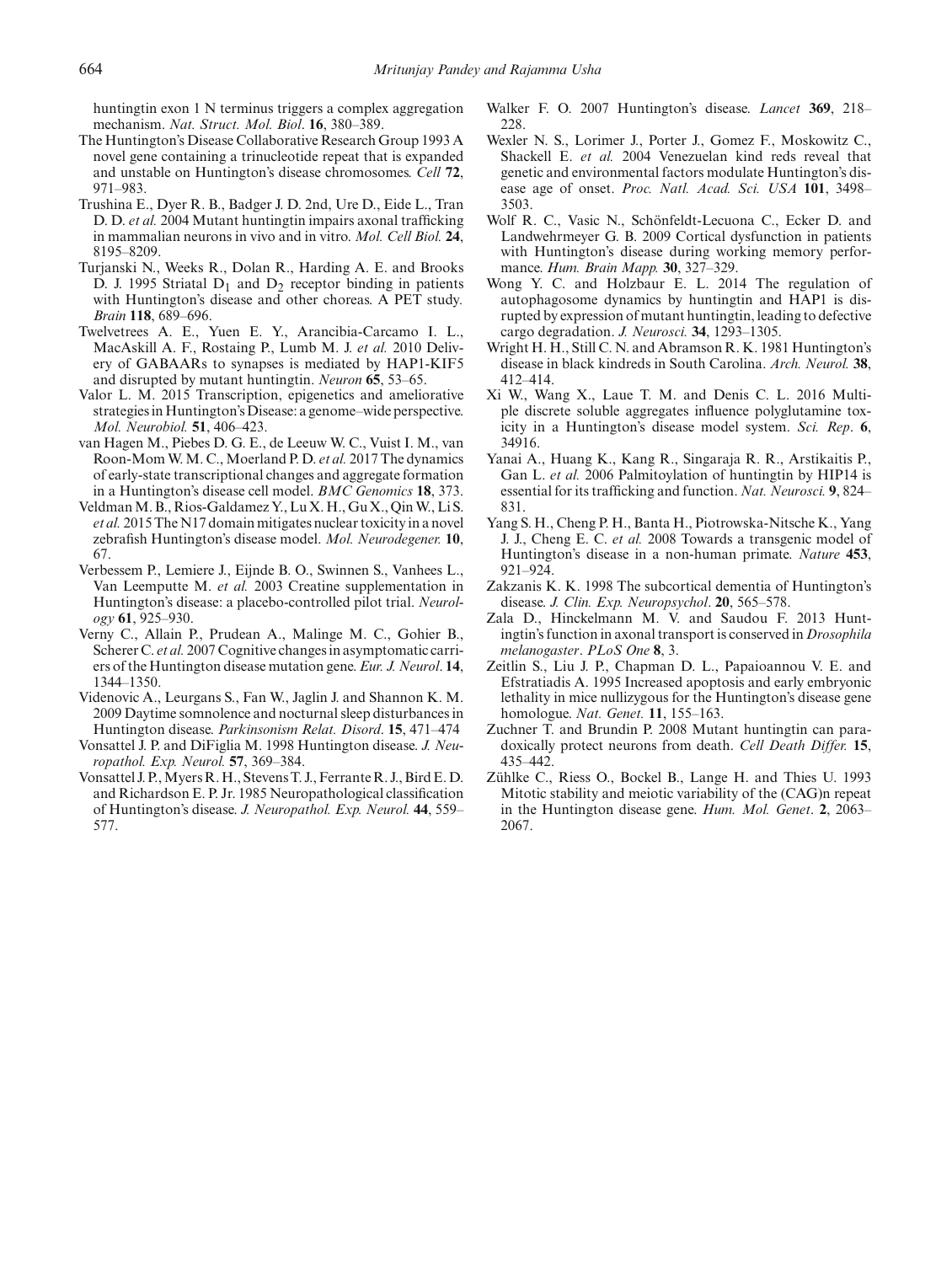huntingtin exon 1 N terminus triggers a complex aggregation mechanism. *Nat. Struct. Mol. Biol*. **16**, 380–389.

The Huntington's Disease Collaborative Research Group 1993 A novel gene containing a trinucleotide repeat that is expanded and unstable on Huntington's disease chromosomes. *Cell* **72**, 971–983.

Trushina E., Dyer R. B., Badger J. D. 2nd, Ure D., Eide L., Tran D. D. *et al.* 2004 Mutant huntingtin impairs axonal trafficking in mammalian neurons in vivo and in vitro. *Mol. Cell Biol.* **24**, 8195–8209.

Turjanski N., Weeks R., Dolan R., Harding A. E. and Brooks D. J. 1995 Striatal $D_1$ and $D_2$ receptor binding in patients with Huntington's disease and other choreas. A PET study. *Brain* **118**, 689–696.

Twelvetrees A. E., Yuen E. Y., Arancibia-Carcamo I. L., MacAskill A. F., Rostaing P., Lumb M. J. *et al.* 2010 Delivery of GABAARs to synapses is mediated by HAP1-KIF5 and disrupted by mutant huntingtin. *Neuron* **65**, 53–65.

Valor L. M. 2015 Transcription, epigenetics and ameliorative strategies in Huntington's Disease: a genome–wide perspective. *Mol. Neurobiol.* **51**, 406–423.

van Hagen M., Piebes D. G. E., de Leeuw W. C., Vuist I. M., van Roon-Mom W. M. C., Moerland P. D. *et al.* 2017 The dynamics of early-state transcriptional changes and aggregate formation in a Huntington's disease cell model. *BMC Genomics* **18**, 373.

Veldman M. B., Rios-Galdamez Y., Lu X. H., Gu X., Qin W., Li S. *et al.* 2015 The N17 domain mitigates nuclear toxicity in a novel zebrafish Huntington's disease model. *Mol. Neurodegener.* **10**, 67.

Verbessem P., Lemiere J., Eijnde B. O., Swinnen S., Vanhees L., Van Leemputte M. *et al.* 2003 Creatine supplementation in Huntington's disease: a placebo-controlled pilot trial. *Neurology* **61**, 925–930.

Verny C., Allain P., Prudean A., Malinge M. C., Gohier B., Scherer C. *et al.* 2007 Cognitive changes in asymptomatic carriers of the Huntington disease mutation gene. *Eur. J. Neurol*. **14**, 1344–1350.

Videnovic A., Leurgans S., Fan W., Jaglin J. and Shannon K. M. 2009 Daytime somnolence and nocturnal sleep disturbances in Huntington disease. *Parkinsonism Relat. Disord*. **15**, 471–474

Vonsattel J. P. and DiFiglia M. 1998 Huntington disease. *J. Neuropathol. Exp. Neurol.* **57**, 369–384.

Vonsattel J. P., Myers R. H., Stevens T. J., Ferrante R. J., Bird E. D. and Richardson E. P. Jr. 1985 Neuropathological classification of Huntington's disease. *J. Neuropathol. Exp. Neurol.* **44**, 559–577.

Walker F. O. 2007 Huntington's disease. *Lancet* **369**, 218–228.

Wexler N. S., Lorimer J., Porter J., Gomez F., Moskowitz C., Shackell E. *et al.* 2004 Venezuelan kind reds reveal that genetic and environmental factors modulate Huntington's disease age of onset. *Proc. Natl. Acad. Sci. USA* **101**, 3498–3503.

Wolf R. C., Vasic N., Schönfeldt-Lecuona C., Ecker D. and Landwehrmeyer G. B. 2009 Cortical dysfunction in patients with Huntington's disease during working memory performance. *Hum. Brain Mapp.* **30**, 327–329.

Wong Y. C. and Holzbaur E. L. 2014 The regulation of autophagosome dynamics by huntingtin and HAP1 is disrupted by expression of mutant huntingtin, leading to defective cargo degradation. *J. Neurosci.* **34**, 1293–1305.

Wright H. H., Still C. N. and Abramson R. K. 1981 Huntington's disease in black kindreds in South Carolina. *Arch. Neurol.* **38**, 412–414.

Xi W., Wang X., Laue T. M. and Denis C. L. 2016 Multiple discrete soluble aggregates influence polyglutamine toxicity in a Huntington's disease model system. *Sci. Rep*. **6**, 34916.

Yanai A., Huang K., Kang R., Singaraja R. R., Arstikaitis P., Gan L. *et al.* 2006 Palmitoylation of huntingtin by HIP14 is essential for its trafficking and function. *Nat. Neurosci.* **9**, 824–831.

Yang S. H., Cheng P. H., Banta H., Piotrowska-Nitsche K., Yang J. J., Cheng E. C. *et al.* 2008 Towards a transgenic model of Huntington's disease in a non-human primate. *Nature* **453**, 921–924.

Zakzanis K. K. 1998 The subcortical dementia of Huntington's disease. *J. Clin. Exp. Neuropsychol*. **20**, 565–578.

Zala D., Hinckelmann M. V. and Saudou F. 2013 Huntingtin's function in axonal transport is conserved in *Drosophila melanogaster*. *PLoS One* **8**, 3.

Zeitlin S., Liu J. P., Chapman D. L., Papaioannou V. E. and Efstratiadis A. 1995 Increased apoptosis and early embryonic lethality in mice nullizygous for the Huntington's disease gene homologue. *Nat. Genet.* **11**, 155–163.

Zuchner T. and Brundin P. 2008 Mutant huntingtin can paradoxically protect neurons from death. *Cell Death Differ.* **15**, 435–442.

Zühlke C., Riess O., Bockel B., Lange H. and Thies U. 1993 Mitotic stability and meiotic variability of the (CAG)n repeat in the Huntington disease gene. *Hum. Mol. Genet*. **2**, 2063–2067.